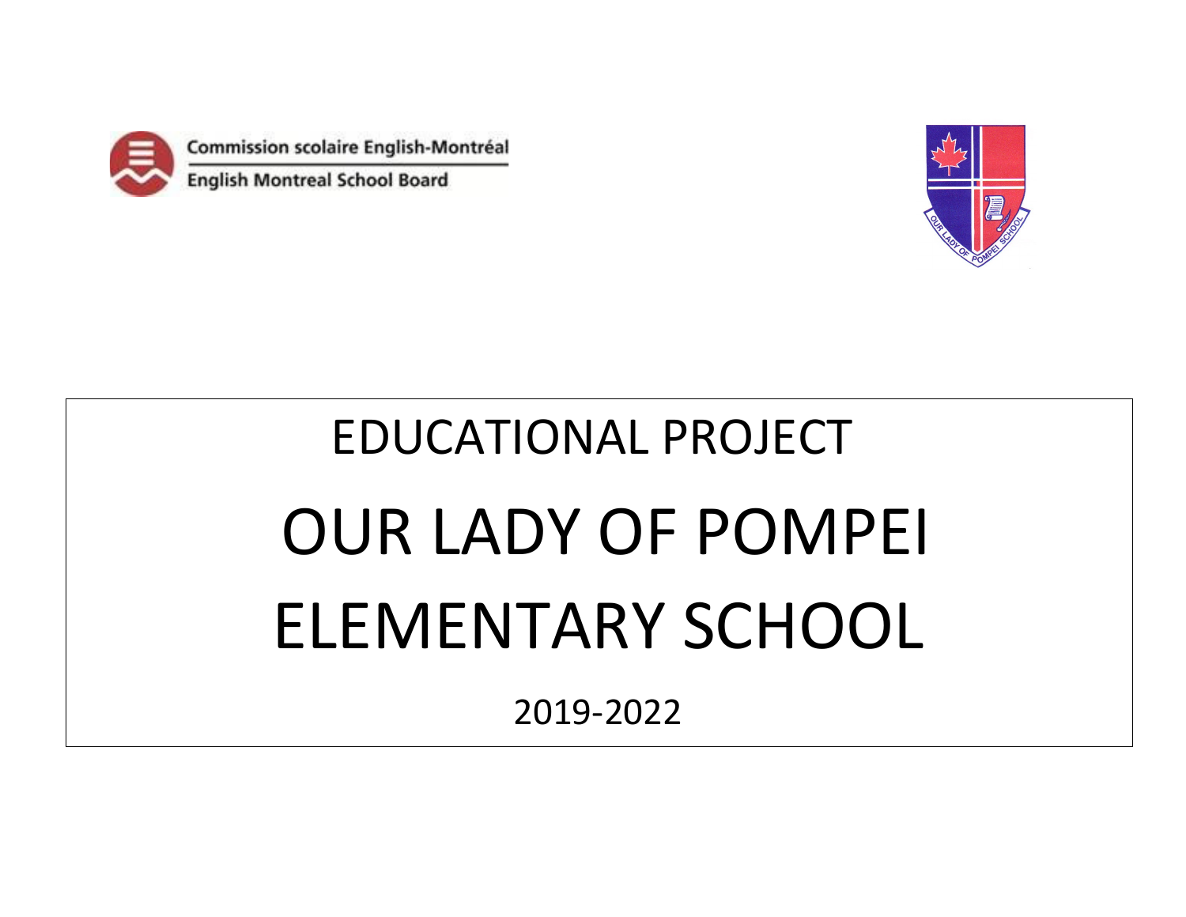Commission scolaire English-Montréal

English Montreal School Board

# EDUCATIONAL PROJECT

# OUR LADY OF POMPEI ELEMENTARY SCHOOL

2019-2022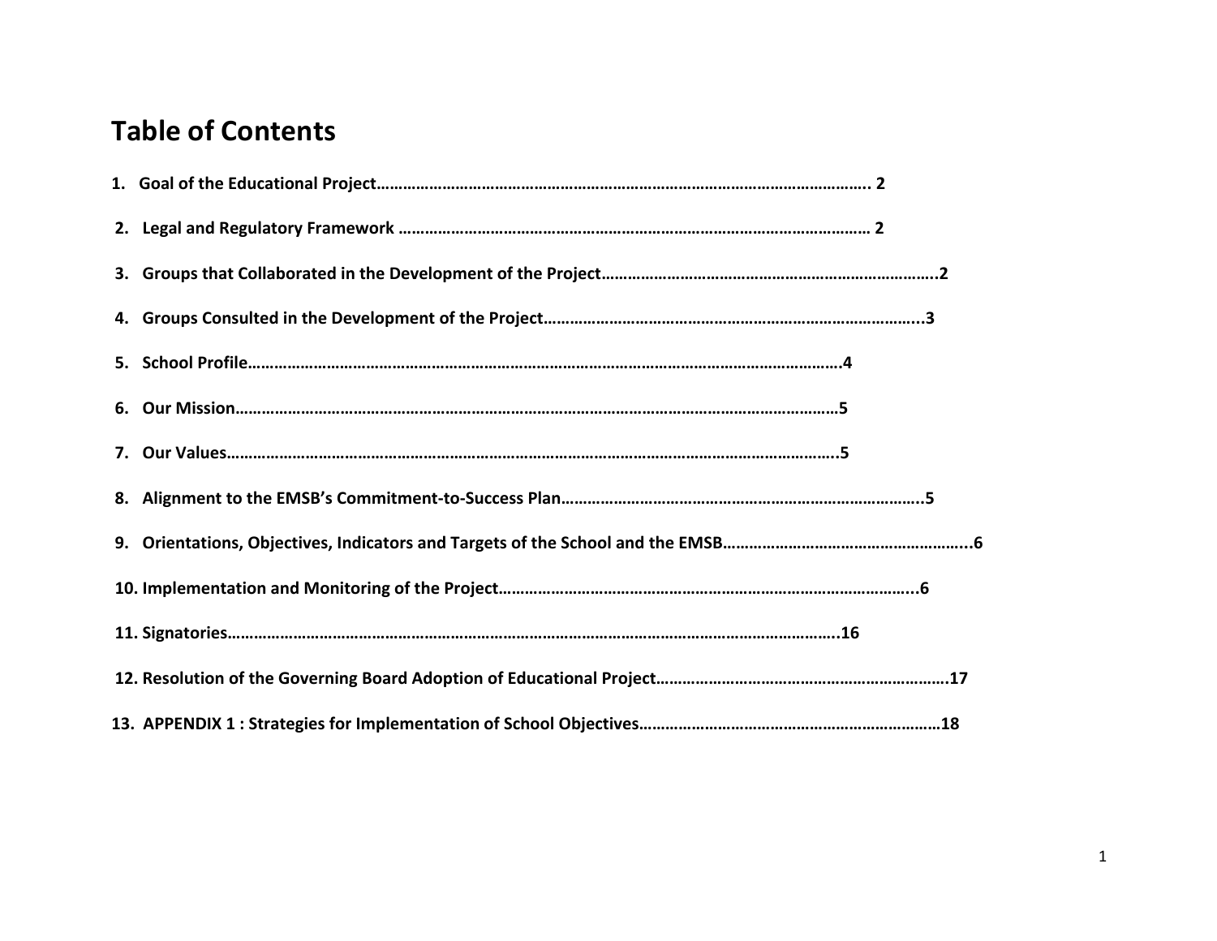# Table of Contents

1. **Goal of the Educational Project……………………………………………………………………………………………. 2**
2. **Legal and Regulatory Framework ……………………………………………………………………………………… 2**
3. **Groups that Collaborated in the Development of the Project…………………………………………………………………..2**
4. **Groups Consulted in the Development of the Project…………………………………………………………………………...3**
5. **School Profile…………………………………………………………………………………………………………………….4**
6. **Our Mission……………………………………………………………………………………………………………………5**
7. **Our Values…………………………………………………………………………………………………………………….5**
8. **Alignment to the EMSB's Commitment-to-Success Plan………………………………………………………………………..5**
9. **Orientations, Objectives, Indicators and Targets of the School and the EMSB………………………………………………...6**
10. **Implementation and Monitoring of the Project……………………………………………………………………………...6**
11. **Signatories…………………………………………………………………………………………………………………….16**
12. **Resolution of the Governing Board Adoption of Educational Project………………………………………………………….17**
13. **APPENDIX 1 : Strategies for Implementation of School Objectives……………………………………………………………18**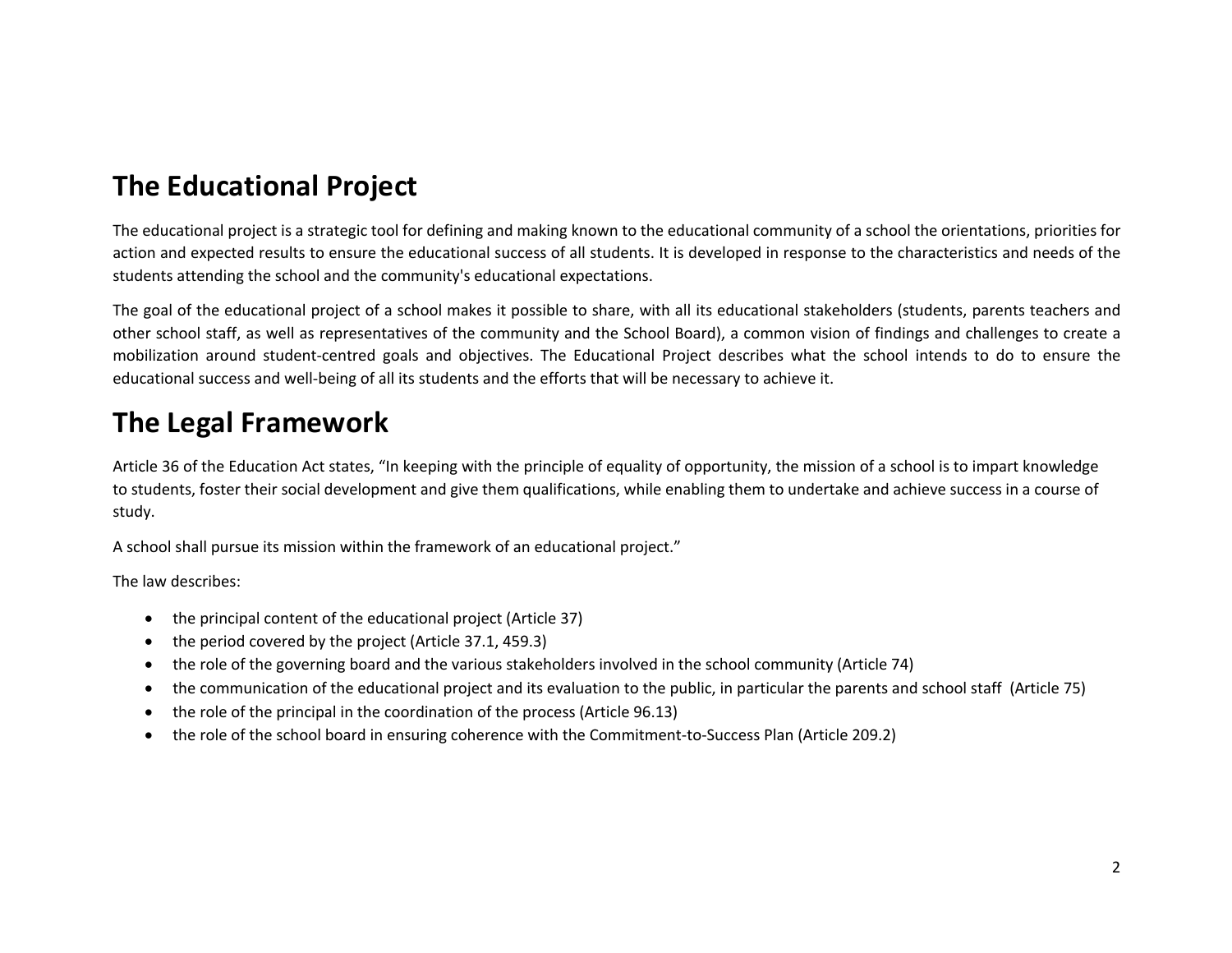# The Educational Project

The educational project is a strategic tool for defining and making known to the educational community of a school the orientations, priorities for action and expected results to ensure the educational success of all students. It is developed in response to the characteristics and needs of the students attending the school and the community's educational expectations.

The goal of the educational project of a school makes it possible to share, with all its educational stakeholders (students, parents teachers and other school staff, as well as representatives of the community and the School Board), a common vision of findings and challenges to create a mobilization around student-centred goals and objectives. The Educational Project describes what the school intends to do to ensure the educational success and well-being of all its students and the efforts that will be necessary to achieve it.

# The Legal Framework

Article 36 of the Education Act states, "In keeping with the principle of equality of opportunity, the mission of a school is to impart knowledge to students, foster their social development and give them qualifications, while enabling them to undertake and achieve success in a course of study.

A school shall pursue its mission within the framework of an educational project."

The law describes:

- the principal content of the educational project (Article 37)
- the period covered by the project (Article 37.1, 459.3)
- the role of the governing board and the various stakeholders involved in the school community (Article 74)
- the communication of the educational project and its evaluation to the public, in particular the parents and school staff (Article 75)
- the role of the principal in the coordination of the process (Article 96.13)
- the role of the school board in ensuring coherence with the Commitment-to-Success Plan (Article 209.2)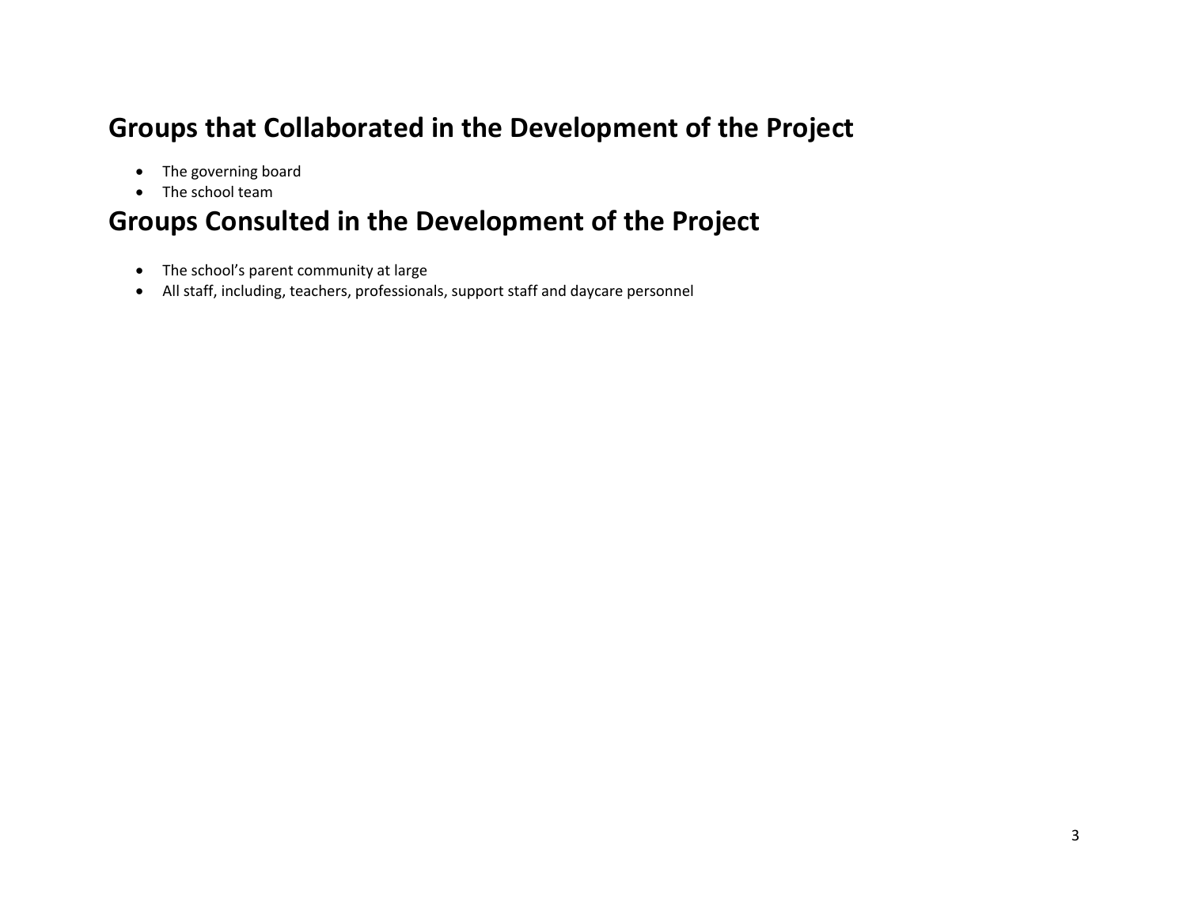## Groups that Collaborated in the Development of the Project

- The governing board
- The school team

## Groups Consulted in the Development of the Project

- The school's parent community at large
- All staff, including, teachers, professionals, support staff and daycare personnel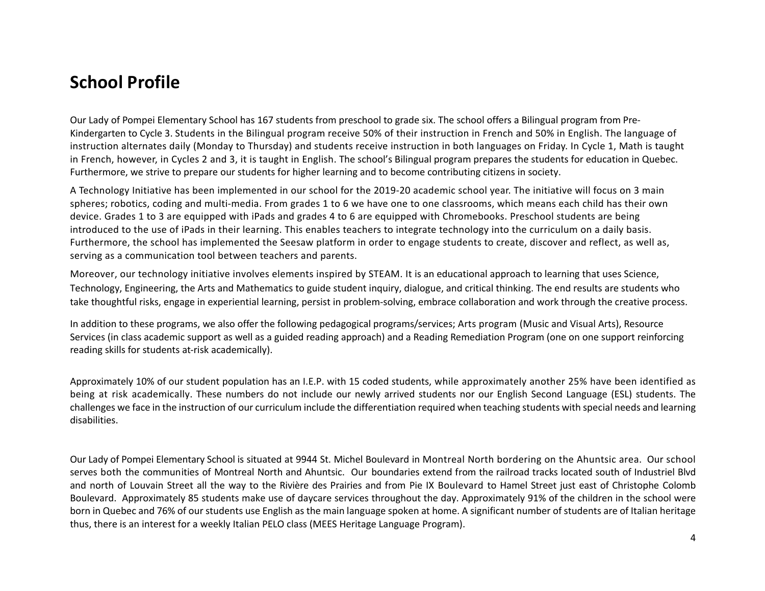## School Profile

Our Lady of Pompei Elementary School has 167 students from preschool to grade six. The school offers a Bilingual program from Pre-Kindergarten to Cycle 3. Students in the Bilingual program receive 50% of their instruction in French and 50% in English. The language of instruction alternates daily (Monday to Thursday) and students receive instruction in both languages on Friday. In Cycle 1, Math is taught in French, however, in Cycles 2 and 3, it is taught in English. The school's Bilingual program prepares the students for education in Quebec. Furthermore, we strive to prepare our students for higher learning and to become contributing citizens in society.

A Technology Initiative has been implemented in our school for the 2019-20 academic school year. The initiative will focus on 3 main spheres; robotics, coding and multi-media. From grades 1 to 6 we have one to one classrooms, which means each child has their own device. Grades 1 to 3 are equipped with iPads and grades 4 to 6 are equipped with Chromebooks. Preschool students are being introduced to the use of iPads in their learning. This enables teachers to integrate technology into the curriculum on a daily basis. Furthermore, the school has implemented the Seesaw platform in order to engage students to create, discover and reflect, as well as, serving as a communication tool between teachers and parents.

Moreover, our technology initiative involves elements inspired by STEAM. It is an educational approach to learning that uses Science, Technology, Engineering, the Arts and Mathematics to guide student inquiry, dialogue, and critical thinking. The end results are students who take thoughtful risks, engage in experiential learning, persist in problem-solving, embrace collaboration and work through the creative process.

In addition to these programs, we also offer the following pedagogical programs/services; Arts program (Music and Visual Arts), Resource Services (in class academic support as well as a guided reading approach) and a Reading Remediation Program (one on one support reinforcing reading skills for students at-risk academically).

Approximately 10% of our student population has an I.E.P. with 15 coded students, while approximately another 25% have been identified as being at risk academically. These numbers do not include our newly arrived students nor our English Second Language (ESL) students. The challenges we face in the instruction of our curriculum include the differentiation required when teaching students with special needs and learning disabilities.

Our Lady of Pompei Elementary School is situated at 9944 St. Michel Boulevard in Montreal North bordering on the Ahuntsic area. Our school serves both the communities of Montreal North and Ahuntsic. Our boundaries extend from the railroad tracks located south of Industriel Blvd and north of Louvain Street all the way to the Rivière des Prairies and from Pie IX Boulevard to Hamel Street just east of Christophe Colomb Boulevard. Approximately 85 students make use of daycare services throughout the day. Approximately 91% of the children in the school were born in Quebec and 76% of our students use English as the main language spoken at home. A significant number of students are of Italian heritage thus, there is an interest for a weekly Italian PELO class (MEES Heritage Language Program).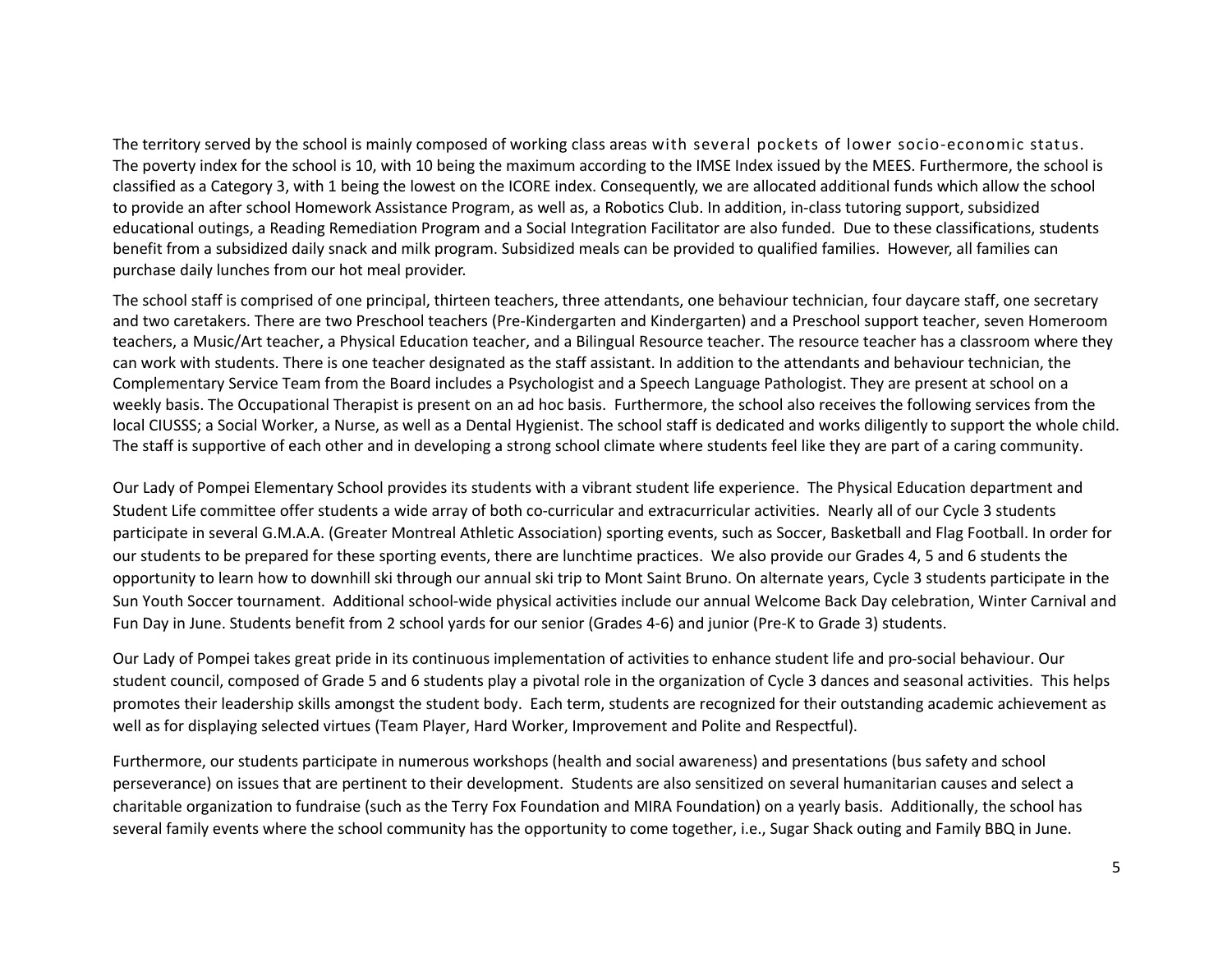The territory served by the school is mainly composed of working class areas with several pockets of lower socio-economic status. The poverty index for the school is 10, with 10 being the maximum according to the IMSE Index issued by the MEES. Furthermore, the school is classified as a Category 3, with 1 being the lowest on the ICORE index. Consequently, we are allocated additional funds which allow the school to provide an after school Homework Assistance Program, as well as, a Robotics Club. In addition, in-class tutoring support, subsidized educational outings, a Reading Remediation Program and a Social Integration Facilitator are also funded. Due to these classifications, students benefit from a subsidized daily snack and milk program. Subsidized meals can be provided to qualified families. However, all families can purchase daily lunches from our hot meal provider.

The school staff is comprised of one principal, thirteen teachers, three attendants, one behaviour technician, four daycare staff, one secretary and two caretakers. There are two Preschool teachers (Pre-Kindergarten and Kindergarten) and a Preschool support teacher, seven Homeroom teachers, a Music/Art teacher, a Physical Education teacher, and a Bilingual Resource teacher. The resource teacher has a classroom where they can work with students. There is one teacher designated as the staff assistant. In addition to the attendants and behaviour technician, the Complementary Service Team from the Board includes a Psychologist and a Speech Language Pathologist. They are present at school on a weekly basis. The Occupational Therapist is present on an ad hoc basis. Furthermore, the school also receives the following services from the local CIUSSS; a Social Worker, a Nurse, as well as a Dental Hygienist. The school staff is dedicated and works diligently to support the whole child. The staff is supportive of each other and in developing a strong school climate where students feel like they are part of a caring community.

Our Lady of Pompei Elementary School provides its students with a vibrant student life experience. The Physical Education department and Student Life committee offer students a wide array of both co-curricular and extracurricular activities. Nearly all of our Cycle 3 students participate in several G.M.A.A. (Greater Montreal Athletic Association) sporting events, such as Soccer, Basketball and Flag Football. In order for our students to be prepared for these sporting events, there are lunchtime practices. We also provide our Grades 4, 5 and 6 students the opportunity to learn how to downhill ski through our annual ski trip to Mont Saint Bruno. On alternate years, Cycle 3 students participate in the Sun Youth Soccer tournament. Additional school-wide physical activities include our annual Welcome Back Day celebration, Winter Carnival and Fun Day in June. Students benefit from 2 school yards for our senior (Grades 4-6) and junior (Pre-K to Grade 3) students.

Our Lady of Pompei takes great pride in its continuous implementation of activities to enhance student life and pro-social behaviour. Our student council, composed of Grade 5 and 6 students play a pivotal role in the organization of Cycle 3 dances and seasonal activities. This helps promotes their leadership skills amongst the student body. Each term, students are recognized for their outstanding academic achievement as well as for displaying selected virtues (Team Player, Hard Worker, Improvement and Polite and Respectful).

Furthermore, our students participate in numerous workshops (health and social awareness) and presentations (bus safety and school perseverance) on issues that are pertinent to their development. Students are also sensitized on several humanitarian causes and select a charitable organization to fundraise (such as the Terry Fox Foundation and MIRA Foundation) on a yearly basis. Additionally, the school has several family events where the school community has the opportunity to come together, i.e., Sugar Shack outing and Family BBQ in June.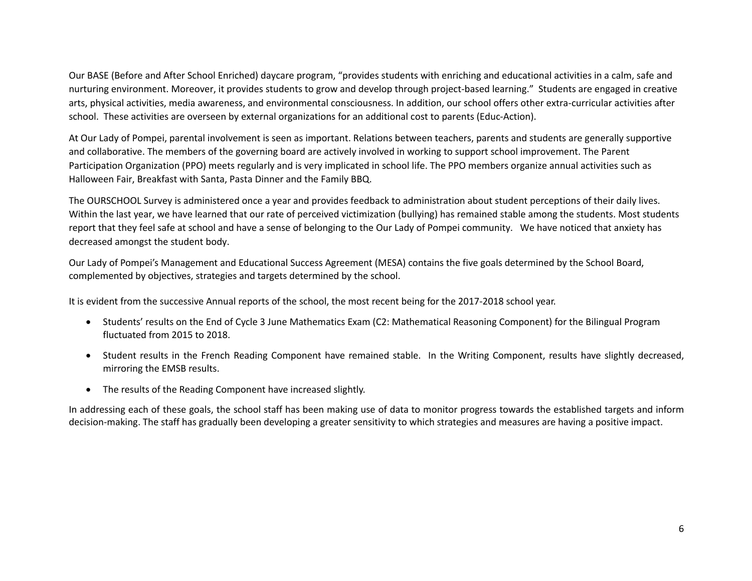Our BASE (Before and After School Enriched) daycare program, "provides students with enriching and educational activities in a calm, safe and nurturing environment. Moreover, it provides students to grow and develop through project-based learning." Students are engaged in creative arts, physical activities, media awareness, and environmental consciousness. In addition, our school offers other extra-curricular activities after school. These activities are overseen by external organizations for an additional cost to parents (Educ-Action).

At Our Lady of Pompei, parental involvement is seen as important. Relations between teachers, parents and students are generally supportive and collaborative. The members of the governing board are actively involved in working to support school improvement. The Parent Participation Organization (PPO) meets regularly and is very implicated in school life. The PPO members organize annual activities such as Halloween Fair, Breakfast with Santa, Pasta Dinner and the Family BBQ.

The OURSCHOOL Survey is administered once a year and provides feedback to administration about student perceptions of their daily lives. Within the last year, we have learned that our rate of perceived victimization (bullying) has remained stable among the students. Most students report that they feel safe at school and have a sense of belonging to the Our Lady of Pompei community. We have noticed that anxiety has decreased amongst the student body.

Our Lady of Pompei's Management and Educational Success Agreement (MESA) contains the five goals determined by the School Board, complemented by objectives, strategies and targets determined by the school.

It is evident from the successive Annual reports of the school, the most recent being for the 2017-2018 school year.

- Students' results on the End of Cycle 3 June Mathematics Exam (C2: Mathematical Reasoning Component) for the Bilingual Program fluctuated from 2015 to 2018.
- Student results in the French Reading Component have remained stable. In the Writing Component, results have slightly decreased, mirroring the EMSB results.
- The results of the Reading Component have increased slightly.

In addressing each of these goals, the school staff has been making use of data to monitor progress towards the established targets and inform decision-making. The staff has gradually been developing a greater sensitivity to which strategies and measures are having a positive impact.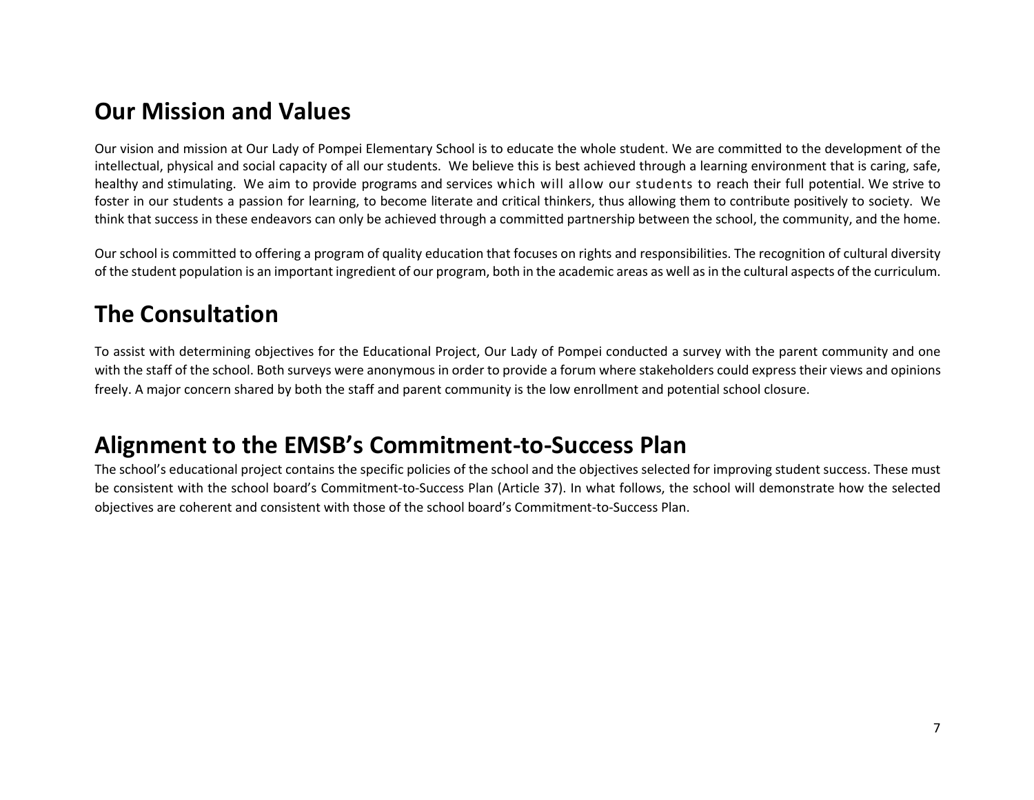## Our Mission and Values

Our vision and mission at Our Lady of Pompei Elementary School is to educate the whole student. We are committed to the development of the intellectual, physical and social capacity of all our students. We believe this is best achieved through a learning environment that is caring, safe, healthy and stimulating. We aim to provide programs and services which will allow our students to reach their full potential. We strive to foster in our students a passion for learning, to become literate and critical thinkers, thus allowing them to contribute positively to society. We think that success in these endeavors can only be achieved through a committed partnership between the school, the community, and the home.

Our school is committed to offering a program of quality education that focuses on rights and responsibilities. The recognition of cultural diversity of the student population is an important ingredient of our program, both in the academic areas as well as in the cultural aspects of the curriculum.

## The Consultation

To assist with determining objectives for the Educational Project, Our Lady of Pompei conducted a survey with the parent community and one with the staff of the school. Both surveys were anonymous in order to provide a forum where stakeholders could express their views and opinions freely. A major concern shared by both the staff and parent community is the low enrollment and potential school closure.

## Alignment to the EMSB's Commitment-to-Success Plan

The school's educational project contains the specific policies of the school and the objectives selected for improving student success. These must be consistent with the school board's Commitment-to-Success Plan (Article 37). In what follows, the school will demonstrate how the selected objectives are coherent and consistent with those of the school board's Commitment-to-Success Plan.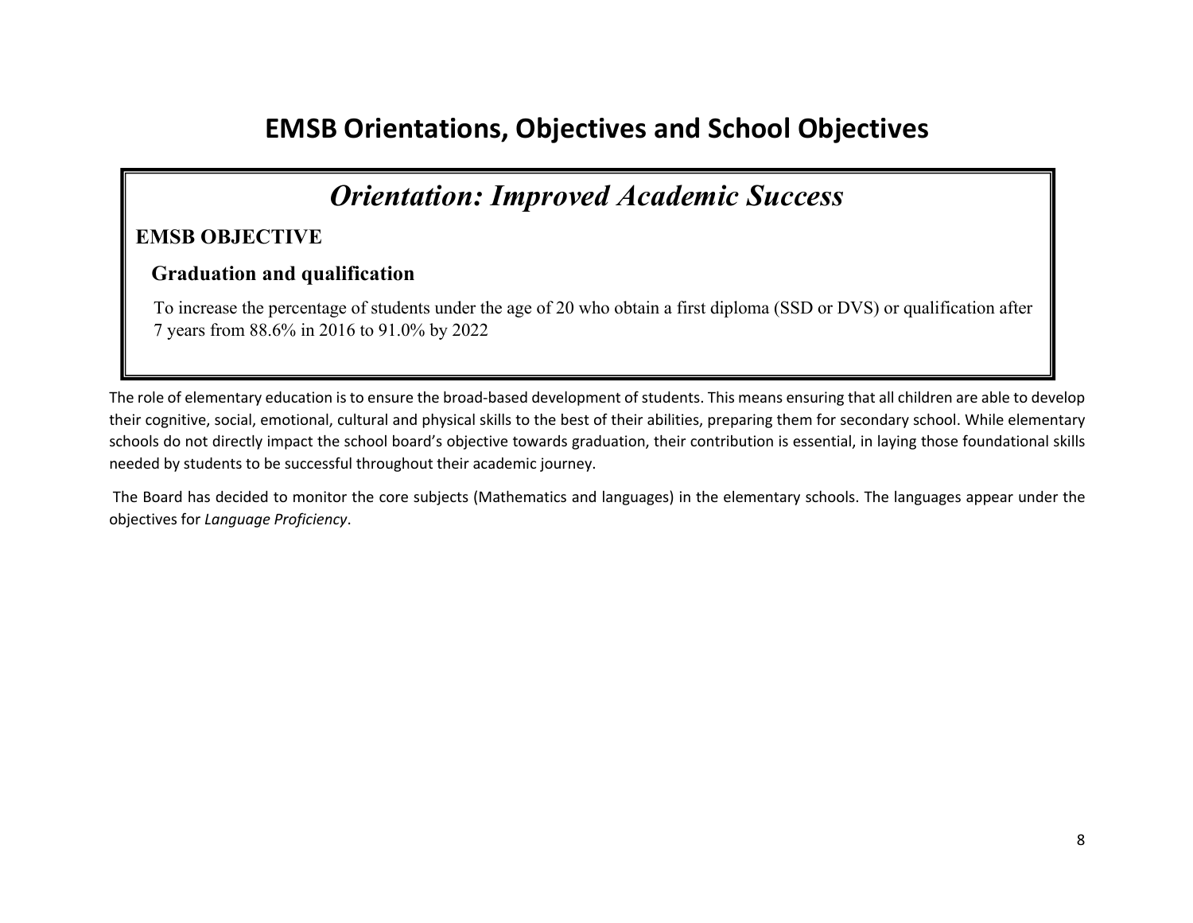# EMSB Orientations, Objectives and School Objectives

## *Orientation: Improved Academic Success*

**EMSB OBJECTIVE**

**Graduation and qualification**

To increase the percentage of students under the age of 20 who obtain a first diploma (SSD or DVS) or qualification after 7 years from 88.6% in 2016 to 91.0% by 2022

The role of elementary education is to ensure the broad-based development of students. This means ensuring that all children are able to develop their cognitive, social, emotional, cultural and physical skills to the best of their abilities, preparing them for secondary school. While elementary schools do not directly impact the school board's objective towards graduation, their contribution is essential, in laying those foundational skills needed by students to be successful throughout their academic journey.

The Board has decided to monitor the core subjects (Mathematics and languages) in the elementary schools. The languages appear under the objectives for *Language Proficiency*.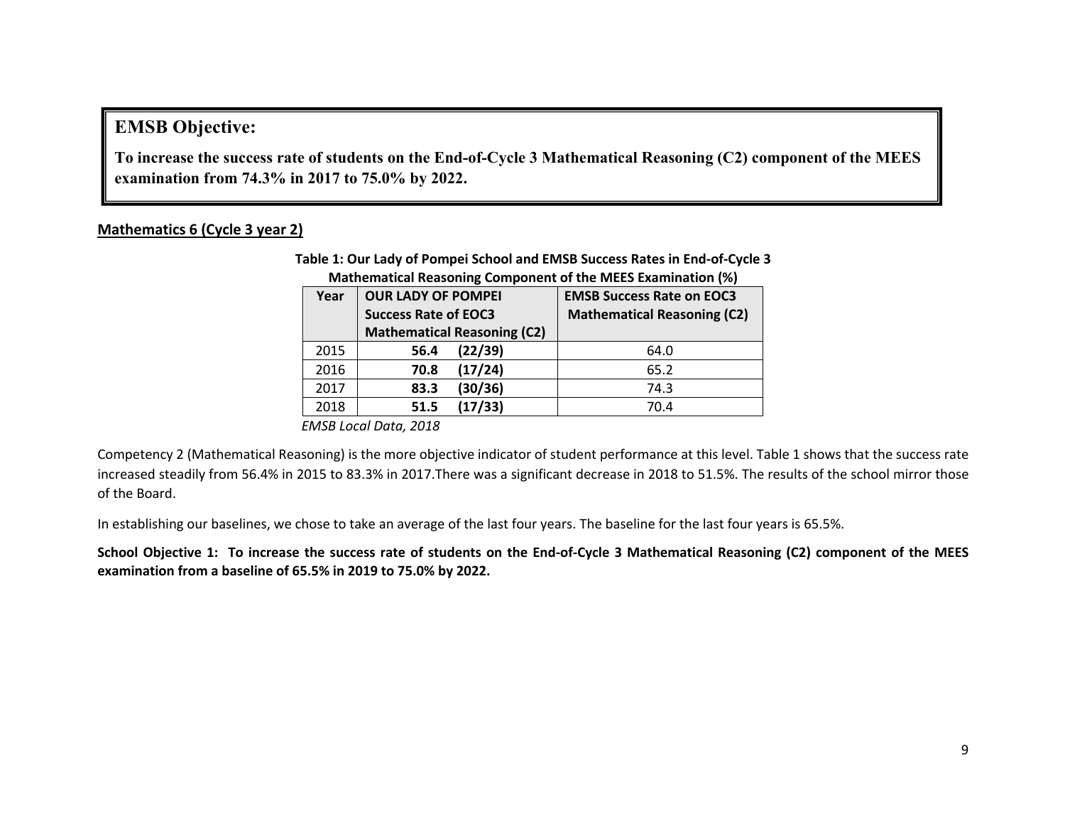## EMSB Objective:

**To increase the success rate of students on the End-of-Cycle 3 Mathematical Reasoning (C2) component of the MEES examination from 74.3% in 2017 to 75.0% by 2022.**

**Mathematics 6 (Cycle 3 year 2)**

**Table 1: Our Lady of Pompei School and EMSB Success Rates in End-of-Cycle 3 Mathematical Reasoning Component of the MEES Examination (%)**

| Year | OUR LADY OF POMPEI Success Rate of EOC3 Mathematical Reasoning (C2) | EMSB Success Rate on EOC3 Mathematical Reasoning (C2) |
|---|---|---|
| 2015 | **56.4 (22/39)** | 64.0 |
| 2016 | **70.8 (17/24)** | 65.2 |
| 2017 | **83.3 (30/36)** | 74.3 |
| 2018 | **51.5 (17/33)** | 70.4 |

*EMSB Local Data, 2018*

Competency 2 (Mathematical Reasoning) is the more objective indicator of student performance at this level. Table 1 shows that the success rate increased steadily from 56.4% in 2015 to 83.3% in 2017.There was a significant decrease in 2018 to 51.5%. The results of the school mirror those of the Board.

In establishing our baselines, we chose to take an average of the last four years. The baseline for the last four years is 65.5%.

**School Objective 1: To increase the success rate of students on the End-of-Cycle 3 Mathematical Reasoning (C2) component of the MEES examination from a baseline of 65.5% in 2019 to 75.0% by 2022.**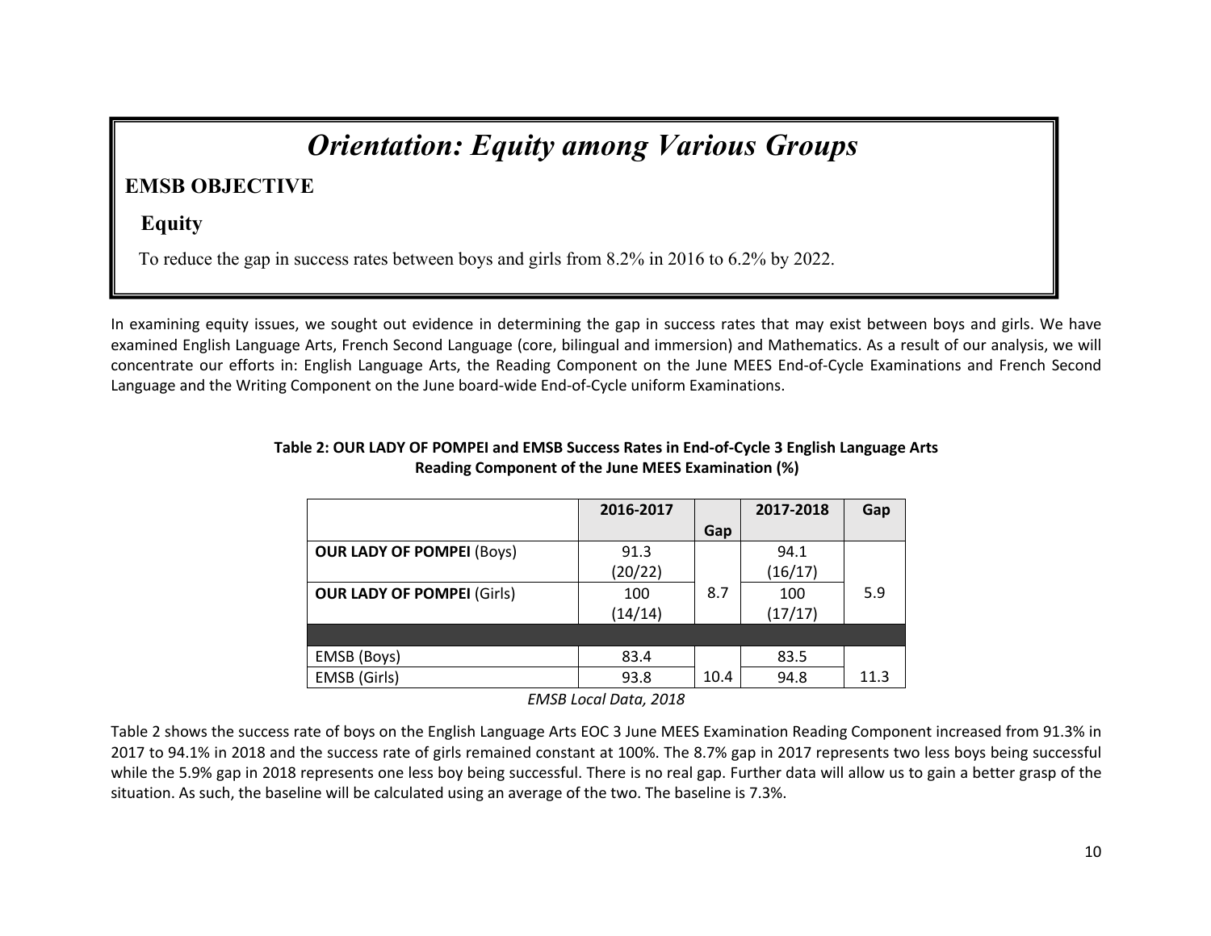# *Orientation: Equity among Various Groups*

## EMSB OBJECTIVE

### Equity

To reduce the gap in success rates between boys and girls from 8.2% in 2016 to 6.2% by 2022.

In examining equity issues, we sought out evidence in determining the gap in success rates that may exist between boys and girls. We have examined English Language Arts, French Second Language (core, bilingual and immersion) and Mathematics. As a result of our analysis, we will concentrate our efforts in: English Language Arts, the Reading Component on the June MEES End-of-Cycle Examinations and French Second Language and the Writing Component on the June board-wide End-of-Cycle uniform Examinations.

**Table 2: OUR LADY OF POMPEI and EMSB Success Rates in End-of-Cycle 3 English Language Arts Reading Component of the June MEES Examination (%)**

| | 2016-2017 | Gap | 2017-2018 | Gap |
|---|---|---|---|---|
| **OUR LADY OF POMPEI** (Boys) | 91.3 (20/22) | 8.7 | 94.1 (16/17) | 5.9 |
| **OUR LADY OF POMPEI** (Girls) | 100 (14/14) | | 100 (17/17) | |
| | | | | |
| EMSB (Boys) | 83.4 | 10.4 | 83.5 | 11.3 |
| EMSB (Girls) | 93.8 | | 94.8 | |

*EMSB Local Data, 2018*

Table 2 shows the success rate of boys on the English Language Arts EOC 3 June MEES Examination Reading Component increased from 91.3% in 2017 to 94.1% in 2018 and the success rate of girls remained constant at 100%. The 8.7% gap in 2017 represents two less boys being successful while the 5.9% gap in 2018 represents one less boy being successful. There is no real gap. Further data will allow us to gain a better grasp of the situation. As such, the baseline will be calculated using an average of the two. The baseline is 7.3%.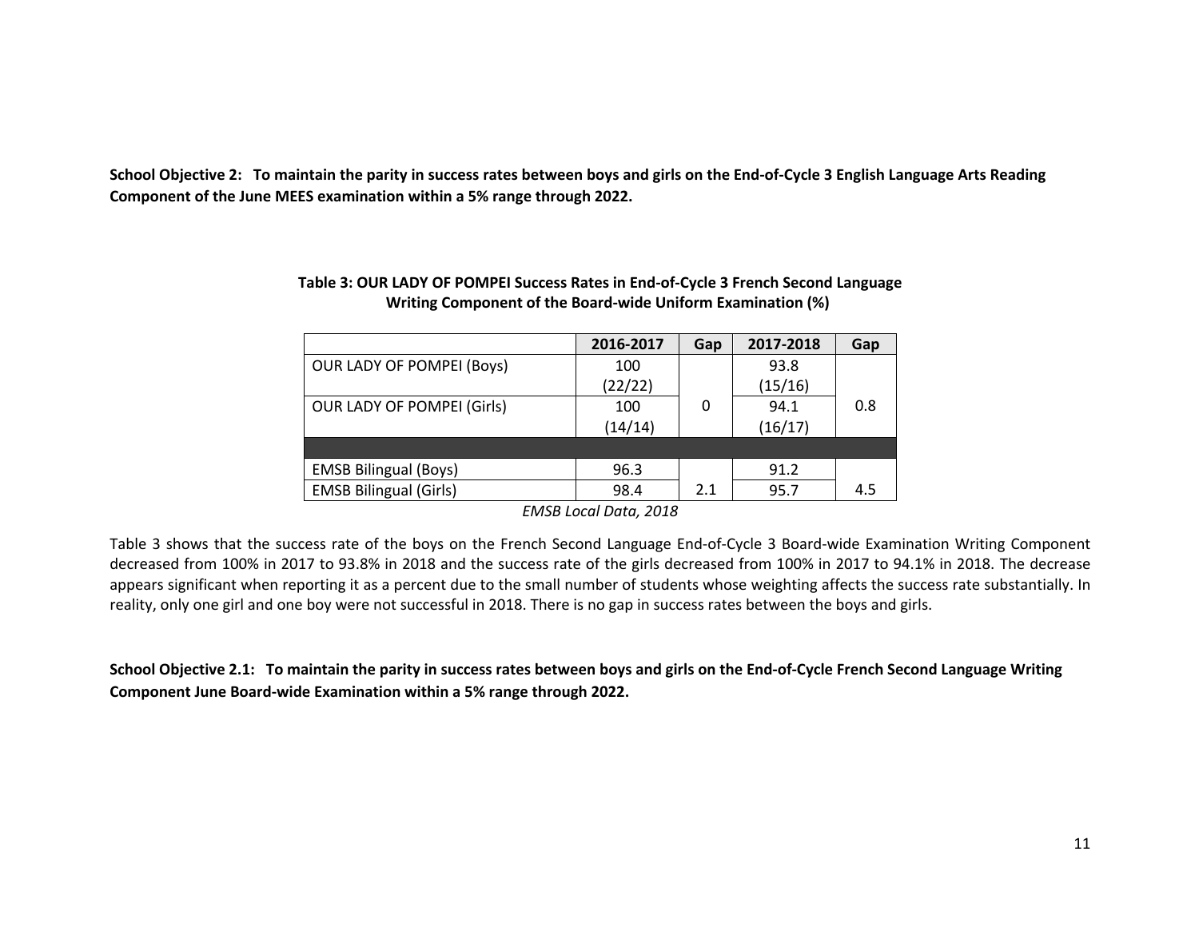**School Objective 2: To maintain the parity in success rates between boys and girls on the End-of-Cycle 3 English Language Arts Reading Component of the June MEES examination within a 5% range through 2022.**

**Table 3: OUR LADY OF POMPEI Success Rates in End-of-Cycle 3 French Second Language Writing Component of the Board-wide Uniform Examination (%)**

| | 2016-2017 | Gap | 2017-2018 | Gap |
|---|---|---|---|---|
| OUR LADY OF POMPEI (Boys) | 100 (22/22) | 0 | 93.8 (15/16) | 0.8 |
| OUR LADY OF POMPEI (Girls) | 100 (14/14) | | 94.1 (16/17) | |
| | | | | |
| EMSB Bilingual (Boys) | 96.3 | 2.1 | 91.2 | 4.5 |
| EMSB Bilingual (Girls) | 98.4 | | 95.7 | |

*EMSB Local Data, 2018*

Table 3 shows that the success rate of the boys on the French Second Language End-of-Cycle 3 Board-wide Examination Writing Component decreased from 100% in 2017 to 93.8% in 2018 and the success rate of the girls decreased from 100% in 2017 to 94.1% in 2018. The decrease appears significant when reporting it as a percent due to the small number of students whose weighting affects the success rate substantially. In reality, only one girl and one boy were not successful in 2018. There is no gap in success rates between the boys and girls.

**School Objective 2.1: To maintain the parity in success rates between boys and girls on the End-of-Cycle French Second Language Writing Component June Board-wide Examination within a 5% range through 2022.**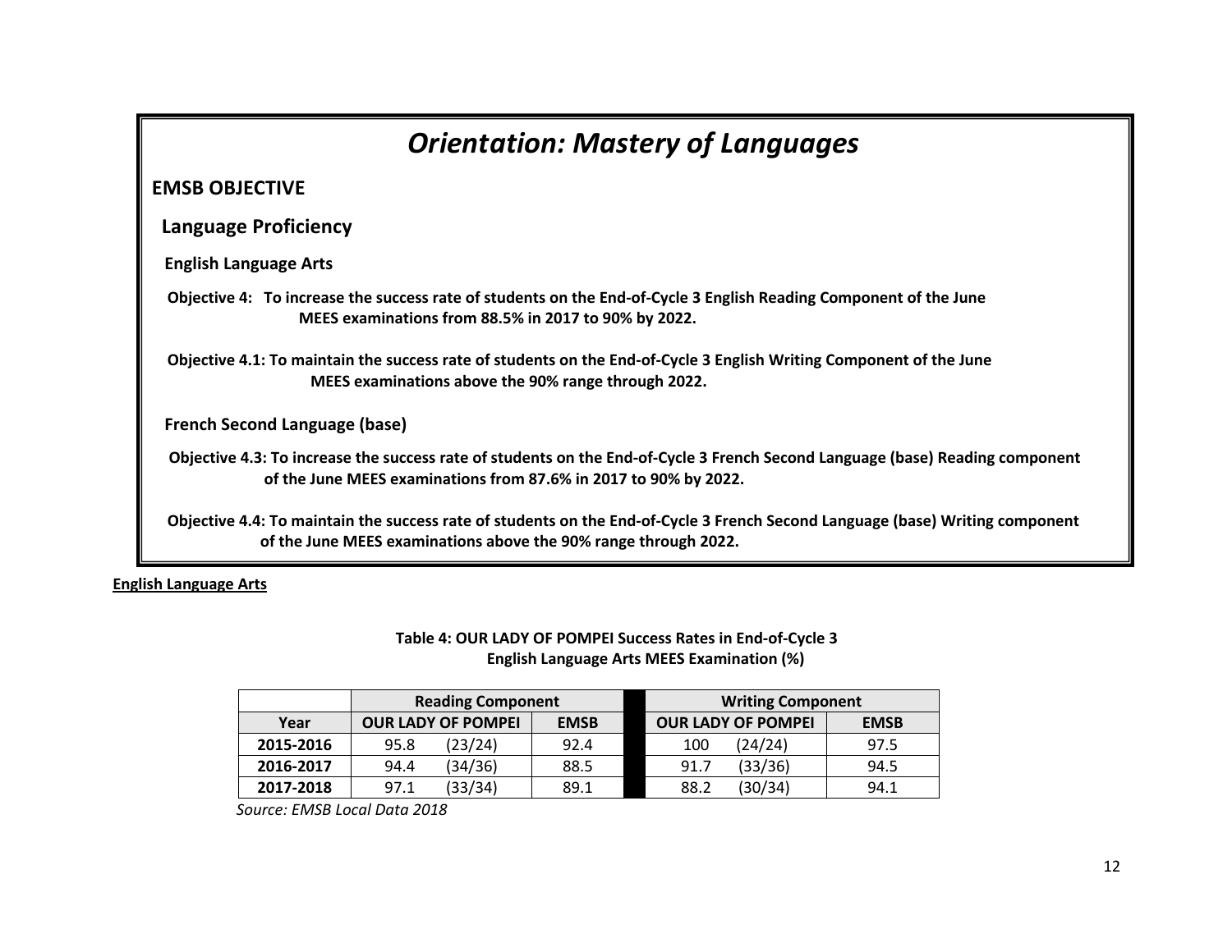# *Orientation: Mastery of Languages*

## EMSB OBJECTIVE

### Language Proficiency

**English Language Arts**

**Objective 4: To increase the success rate of students on the End-of-Cycle 3 English Reading Component of the June MEES examinations from 88.5% in 2017 to 90% by 2022.**

**Objective 4.1: To maintain the success rate of students on the End-of-Cycle 3 English Writing Component of the June MEES examinations above the 90% range through 2022.**

**French Second Language (base)**

**Objective 4.3: To increase the success rate of students on the End-of-Cycle 3 French Second Language (base) Reading component of the June MEES examinations from 87.6% in 2017 to 90% by 2022.**

**Objective 4.4: To maintain the success rate of students on the End-of-Cycle 3 French Second Language (base) Writing component of the June MEES examinations above the 90% range through 2022.**

**English Language Arts**

**Table 4: OUR LADY OF POMPEI Success Rates in End-of-Cycle 3 English Language Arts MEES Examination (%)**

| | Reading Component | | Writing Component | |
|---|---|---|---|---|
| **Year** | **OUR LADY OF POMPEI** | **EMSB** | **OUR LADY OF POMPEI** | **EMSB** |
| **2015-2016** | 95.8 (23/24) | 92.4 | 100 (24/24) | 97.5 |
| **2016-2017** | 94.4 (34/36) | 88.5 | 91.7 (33/36) | 94.5 |
| **2017-2018** | 97.1 (33/34) | 89.1 | 88.2 (30/34) | 94.1 |

*Source: EMSB Local Data 2018*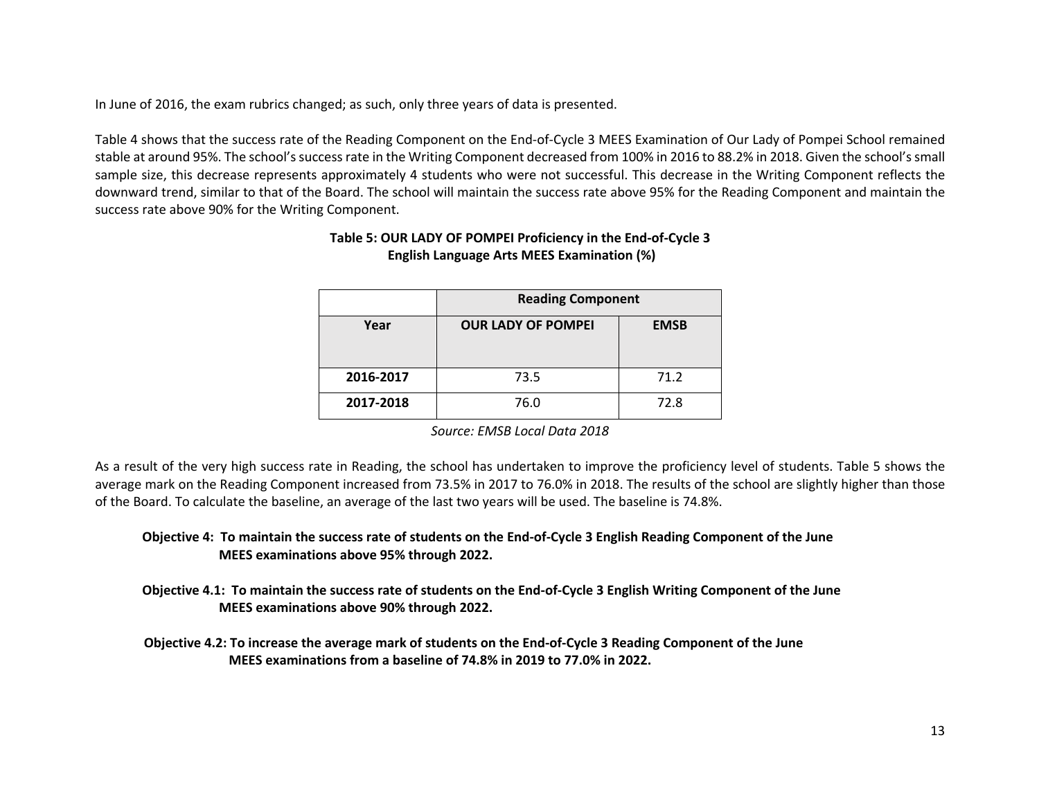In June of 2016, the exam rubrics changed; as such, only three years of data is presented.

Table 4 shows that the success rate of the Reading Component on the End-of-Cycle 3 MEES Examination of Our Lady of Pompei School remained stable at around 95%. The school's success rate in the Writing Component decreased from 100% in 2016 to 88.2% in 2018. Given the school's small sample size, this decrease represents approximately 4 students who were not successful. This decrease in the Writing Component reflects the downward trend, similar to that of the Board. The school will maintain the success rate above 95% for the Reading Component and maintain the success rate above 90% for the Writing Component.

**Table 5: OUR LADY OF POMPEI Proficiency in the End-of-Cycle 3 English Language Arts MEES Examination (%)**

| | **Reading Component** | |
|---|---|---|
| **Year** | **OUR LADY OF POMPEI** | **EMSB** |
| **2016-2017** | 73.5 | 71.2 |
| **2017-2018** | 76.0 | 72.8 |

*Source: EMSB Local Data 2018*

As a result of the very high success rate in Reading, the school has undertaken to improve the proficiency level of students. Table 5 shows the average mark on the Reading Component increased from 73.5% in 2017 to 76.0% in 2018. The results of the school are slightly higher than those of the Board. To calculate the baseline, an average of the last two years will be used. The baseline is 74.8%.

**Objective 4: To maintain the success rate of students on the End-of-Cycle 3 English Reading Component of the June MEES examinations above 95% through 2022.**

**Objective 4.1: To maintain the success rate of students on the End-of-Cycle 3 English Writing Component of the June MEES examinations above 90% through 2022.**

**Objective 4.2: To increase the average mark of students on the End-of-Cycle 3 Reading Component of the June MEES examinations from a baseline of 74.8% in 2019 to 77.0% in 2022.**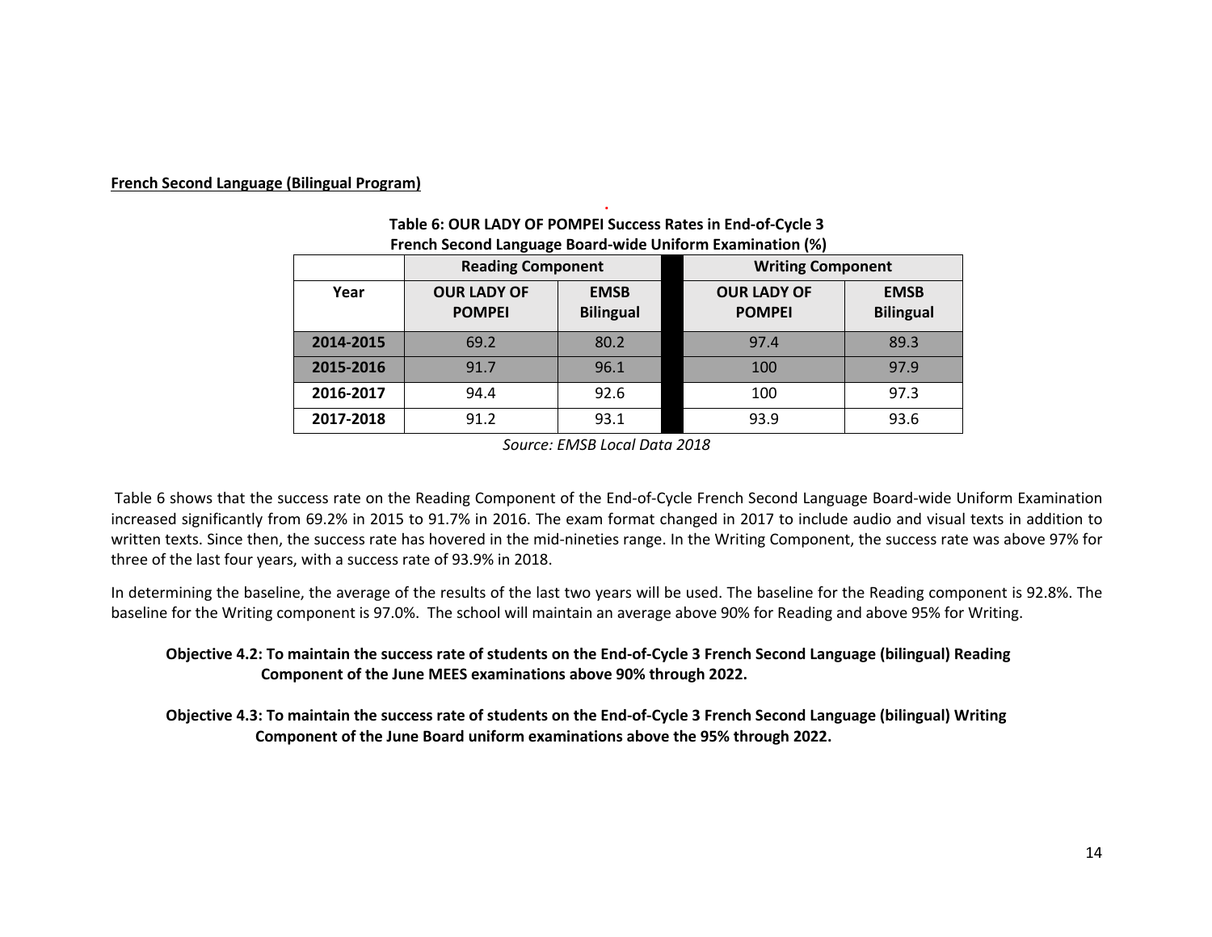**French Second Language (Bilingual Program)**

**Table 6: OUR LADY OF POMPEI Success Rates in End-of-Cycle 3 French Second Language Board-wide Uniform Examination (%)**

| | Reading Component | | | Writing Component | |
|---|---|---|---|---|---|
| **Year** | **OUR LADY OF POMPEI** | **EMSB Bilingual** | | **OUR LADY OF POMPEI** | **EMSB Bilingual** |
| **2014-2015** | 69.2 | 80.2 | | 97.4 | 89.3 |
| **2015-2016** | 91.7 | 96.1 | | 100 | 97.9 |
| **2016-2017** | 94.4 | 92.6 | | 100 | 97.3 |
| **2017-2018** | 91.2 | 93.1 | | 93.9 | 93.6 |

*Source: EMSB Local Data 2018*

Table 6 shows that the success rate on the Reading Component of the End-of-Cycle French Second Language Board-wide Uniform Examination increased significantly from 69.2% in 2015 to 91.7% in 2016. The exam format changed in 2017 to include audio and visual texts in addition to written texts. Since then, the success rate has hovered in the mid-nineties range. In the Writing Component, the success rate was above 97% for three of the last four years, with a success rate of 93.9% in 2018.

In determining the baseline, the average of the results of the last two years will be used. The baseline for the Reading component is 92.8%. The baseline for the Writing component is 97.0%. The school will maintain an average above 90% for Reading and above 95% for Writing.

**Objective 4.2: To maintain the success rate of students on the End-of-Cycle 3 French Second Language (bilingual) Reading Component of the June MEES examinations above 90% through 2022.**

**Objective 4.3: To maintain the success rate of students on the End-of-Cycle 3 French Second Language (bilingual) Writing Component of the June Board uniform examinations above the 95% through 2022.**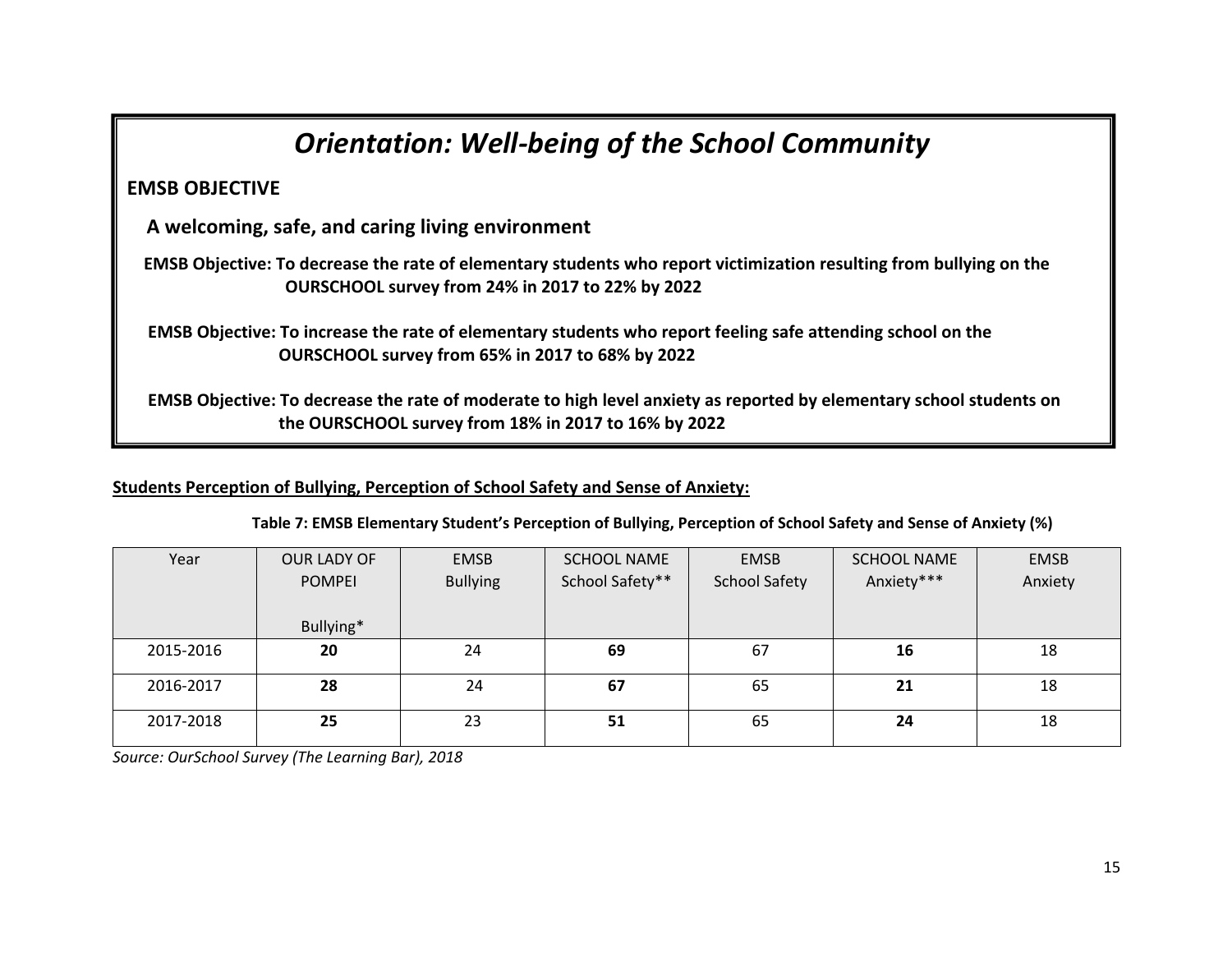# *Orientation: Well-being of the School Community*

**EMSB OBJECTIVE**

**A welcoming, safe, and caring living environment**

**EMSB Objective: To decrease the rate of elementary students who report victimization resulting from bullying on the OURSCHOOL survey from 24% in 2017 to 22% by 2022**

**EMSB Objective: To increase the rate of elementary students who report feeling safe attending school on the OURSCHOOL survey from 65% in 2017 to 68% by 2022**

**EMSB Objective: To decrease the rate of moderate to high level anxiety as reported by elementary school students on the OURSCHOOL survey from 18% in 2017 to 16% by 2022**

**Students Perception of Bullying, Perception of School Safety and Sense of Anxiety:**

**Table 7: EMSB Elementary Student's Perception of Bullying, Perception of School Safety and Sense of Anxiety (%)**

| Year | OUR LADY OF POMPEI Bullying* | EMSB Bullying | SCHOOL NAME School Safety** | EMSB School Safety | SCHOOL NAME Anxiety*** | EMSB Anxiety |
|---|---|---|---|---|---|---|
| 2015-2016 | **20** | 24 | **69** | 67 | **16** | 18 |
| 2016-2017 | **28** | 24 | **67** | 65 | **21** | 18 |
| 2017-2018 | **25** | 23 | **51** | 65 | **24** | 18 |

*Source: OurSchool Survey (The Learning Bar), 2018*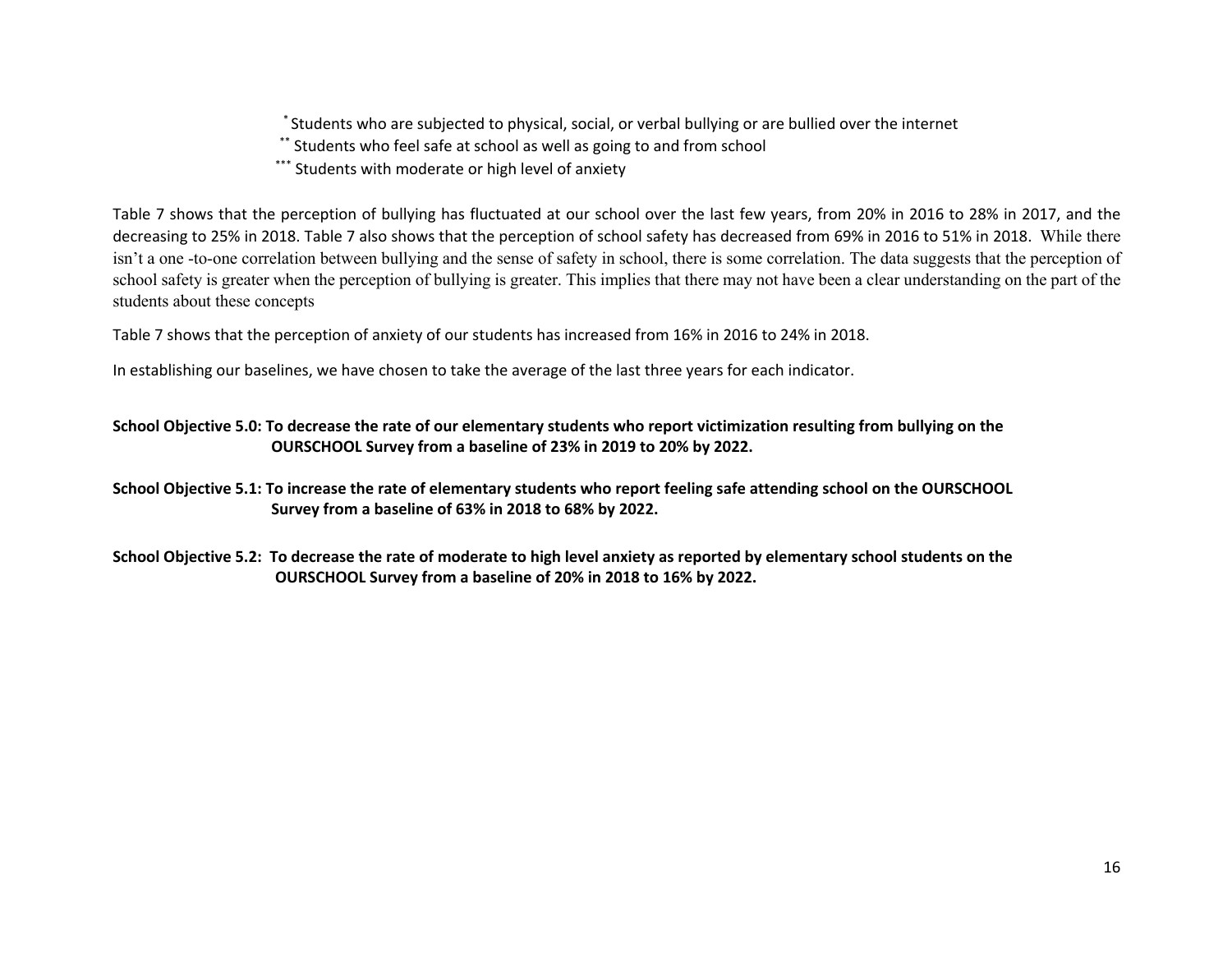[*] Students who are subjected to physical, social, or verbal bullying or are bullied over the internet

[**] Students who feel safe at school as well as going to and from school

[***] Students with moderate or high level of anxiety

Table 7 shows that the perception of bullying has fluctuated at our school over the last few years, from 20% in 2016 to 28% in 2017, and the decreasing to 25% in 2018. Table 7 also shows that the perception of school safety has decreased from 69% in 2016 to 51% in 2018. While there isn't a one -to-one correlation between bullying and the sense of safety in school, there is some correlation. The data suggests that the perception of school safety is greater when the perception of bullying is greater. This implies that there may not have been a clear understanding on the part of the students about these concepts

Table 7 shows that the perception of anxiety of our students has increased from 16% in 2016 to 24% in 2018.

In establishing our baselines, we have chosen to take the average of the last three years for each indicator.

**School Objective 5.0: To decrease the rate of our elementary students who report victimization resulting from bullying on the OURSCHOOL Survey from a baseline of 23% in 2019 to 20% by 2022.**

**School Objective 5.1: To increase the rate of elementary students who report feeling safe attending school on the OURSCHOOL Survey from a baseline of 63% in 2018 to 68% by 2022.**

**School Objective 5.2: To decrease the rate of moderate to high level anxiety as reported by elementary school students on the OURSCHOOL Survey from a baseline of 20% in 2018 to 16% by 2022.**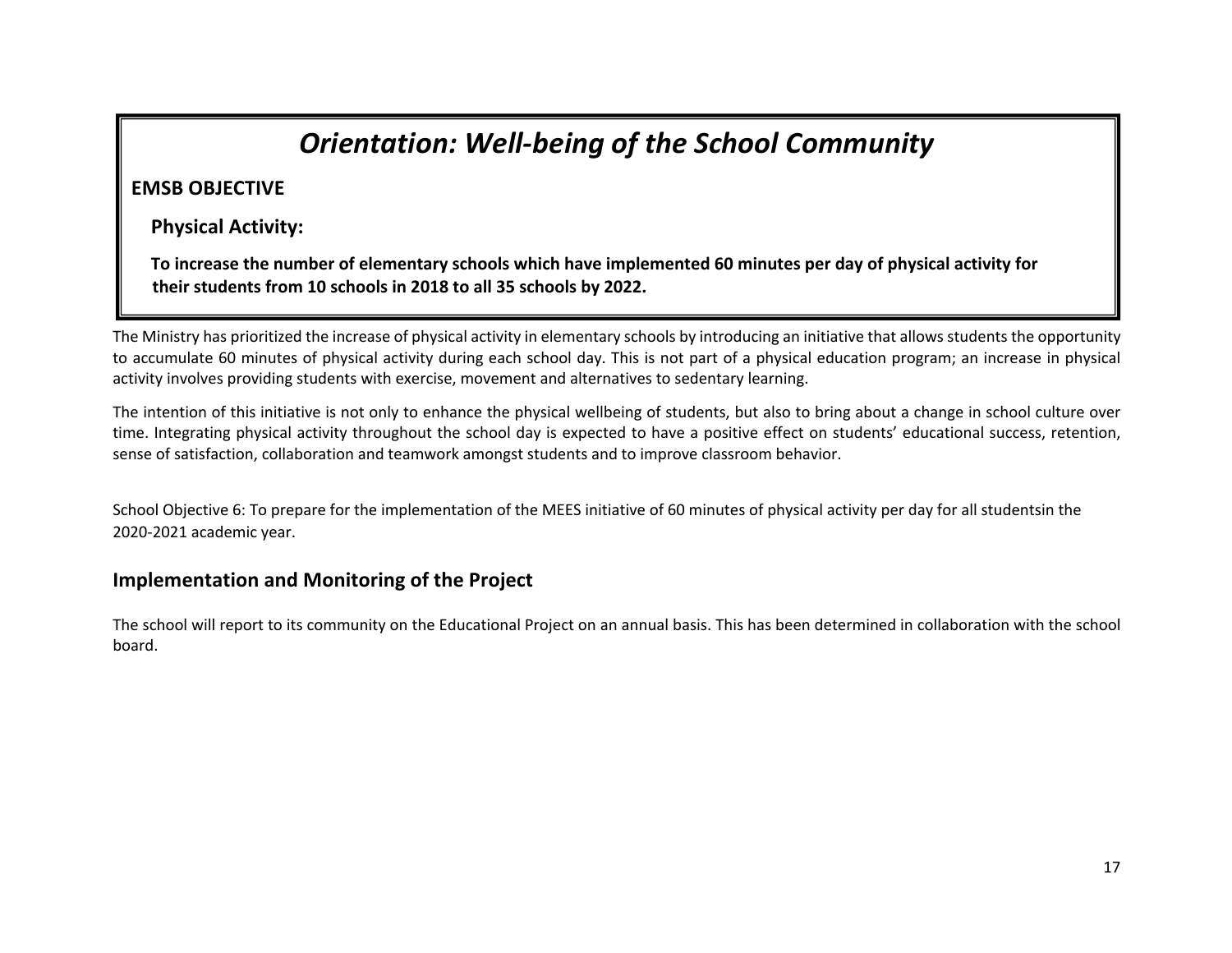# *Orientation: Well-being of the School Community*

**EMSB OBJECTIVE**

**Physical Activity:**

**To increase the number of elementary schools which have implemented 60 minutes per day of physical activity for their students from 10 schools in 2018 to all 35 schools by 2022.**

The Ministry has prioritized the increase of physical activity in elementary schools by introducing an initiative that allows students the opportunity to accumulate 60 minutes of physical activity during each school day. This is not part of a physical education program; an increase in physical activity involves providing students with exercise, movement and alternatives to sedentary learning.

The intention of this initiative is not only to enhance the physical wellbeing of students, but also to bring about a change in school culture over time. Integrating physical activity throughout the school day is expected to have a positive effect on students' educational success, retention, sense of satisfaction, collaboration and teamwork amongst students and to improve classroom behavior.

School Objective 6: To prepare for the implementation of the MEES initiative of 60 minutes of physical activity per day for all studentsin the 2020-2021 academic year.

## Implementation and Monitoring of the Project

The school will report to its community on the Educational Project on an annual basis. This has been determined in collaboration with the school board.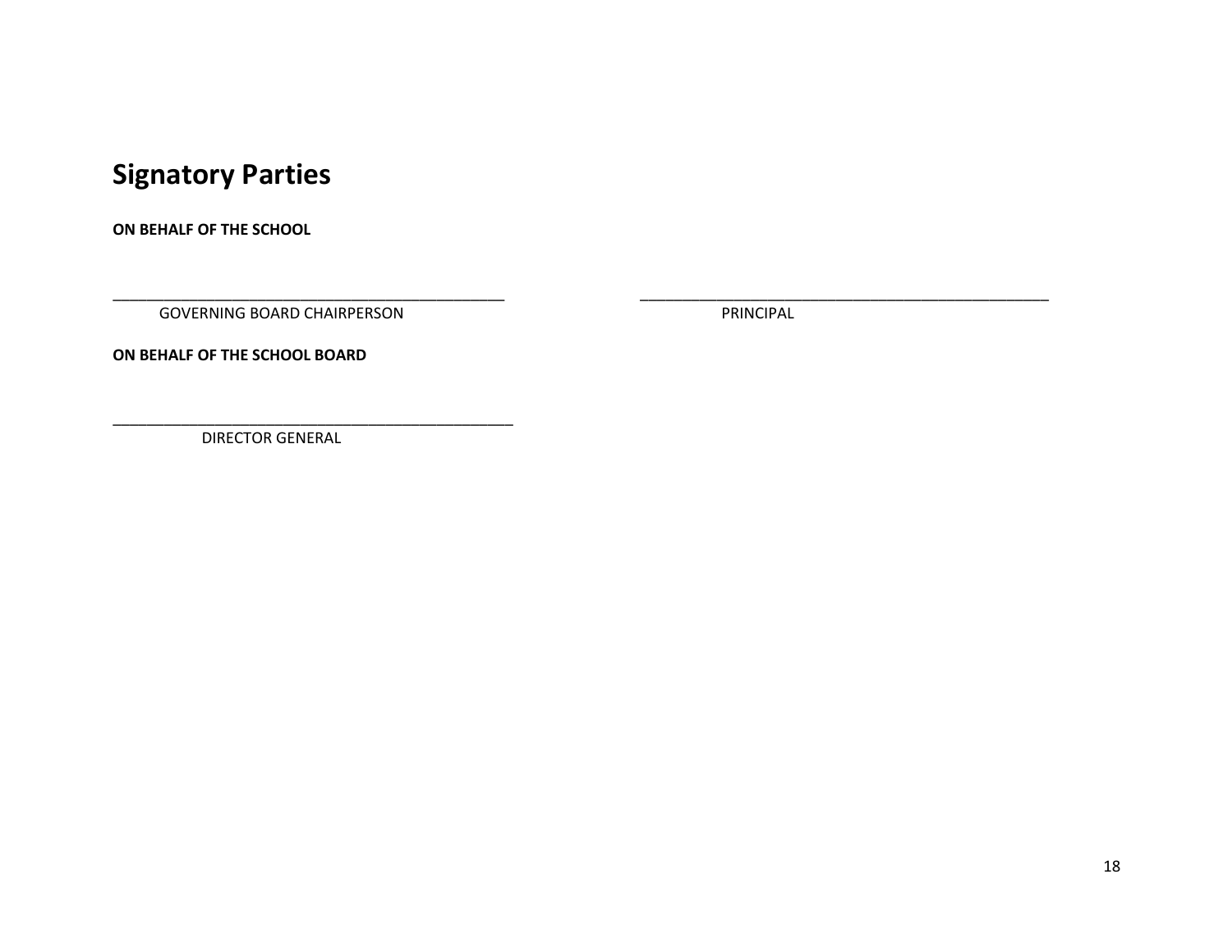# Signatory Parties

**ON BEHALF OF THE SCHOOL**

_______________________________________________ GOVERNING BOARD CHAIRPERSON

_______________________________________________ PRINCIPAL

**ON BEHALF OF THE SCHOOL BOARD**

_______________________________________________ DIRECTOR GENERAL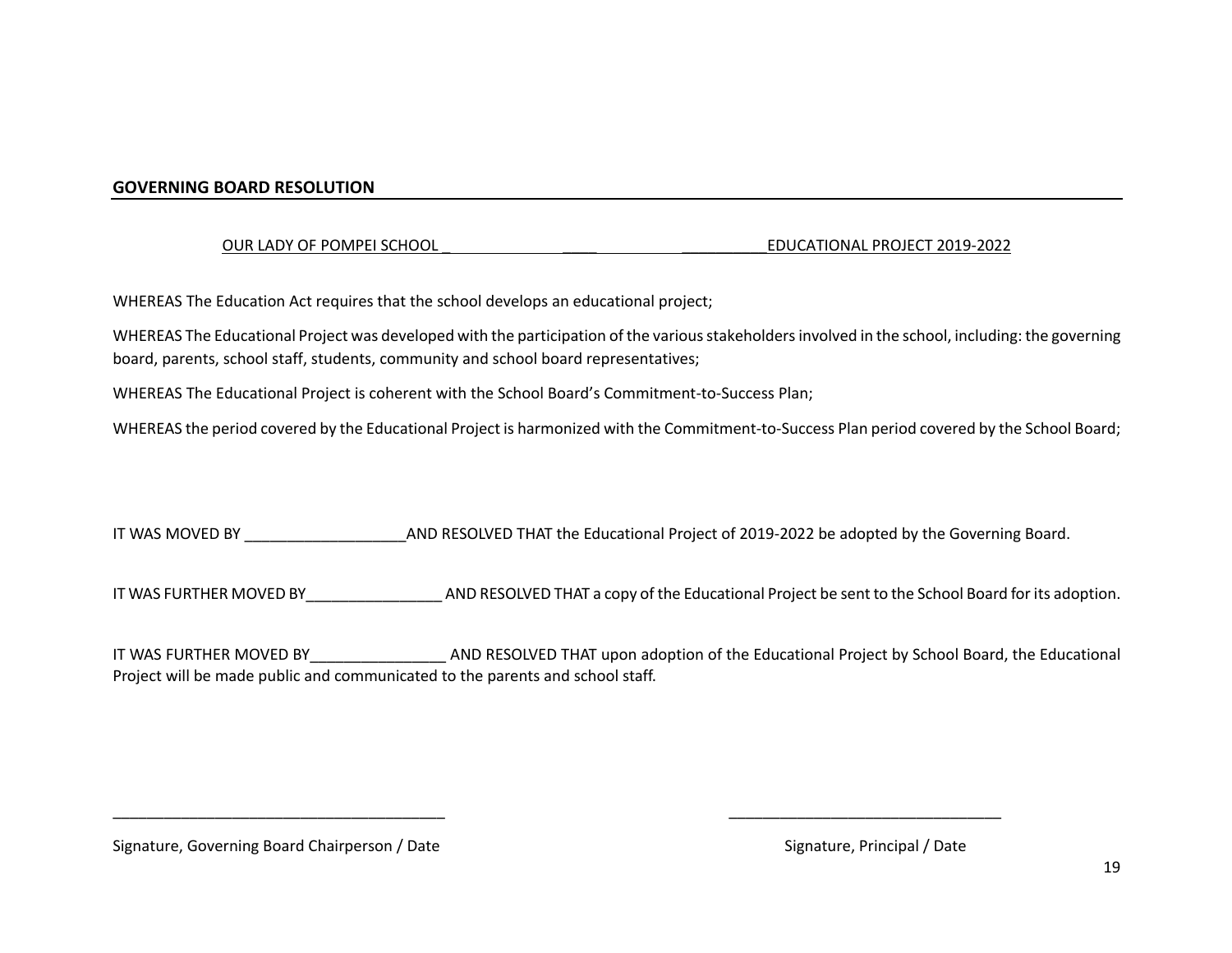## GOVERNING BOARD RESOLUTION

OUR LADY OF POMPEI SCHOOL _______________ EDUCATIONAL PROJECT 2019-2022

WHEREAS The Education Act requires that the school develops an educational project;

WHEREAS The Educational Project was developed with the participation of the various stakeholders involved in the school, including: the governing board, parents, school staff, students, community and school board representatives;

WHEREAS The Educational Project is coherent with the School Board's Commitment-to-Success Plan;

WHEREAS the period covered by the Educational Project is harmonized with the Commitment-to-Success Plan period covered by the School Board;

IT WAS MOVED BY ___________________AND RESOLVED THAT the Educational Project of 2019-2022 be adopted by the Governing Board.

IT WAS FURTHER MOVED BY________________ AND RESOLVED THAT a copy of the Educational Project be sent to the School Board for its adoption.

IT WAS FURTHER MOVED BY________________ AND RESOLVED THAT upon adoption of the Educational Project by School Board, the Educational Project will be made public and communicated to the parents and school staff.

_______________________________________

Signature, Governing Board Chairperson / Date

________________________________

Signature, Principal / Date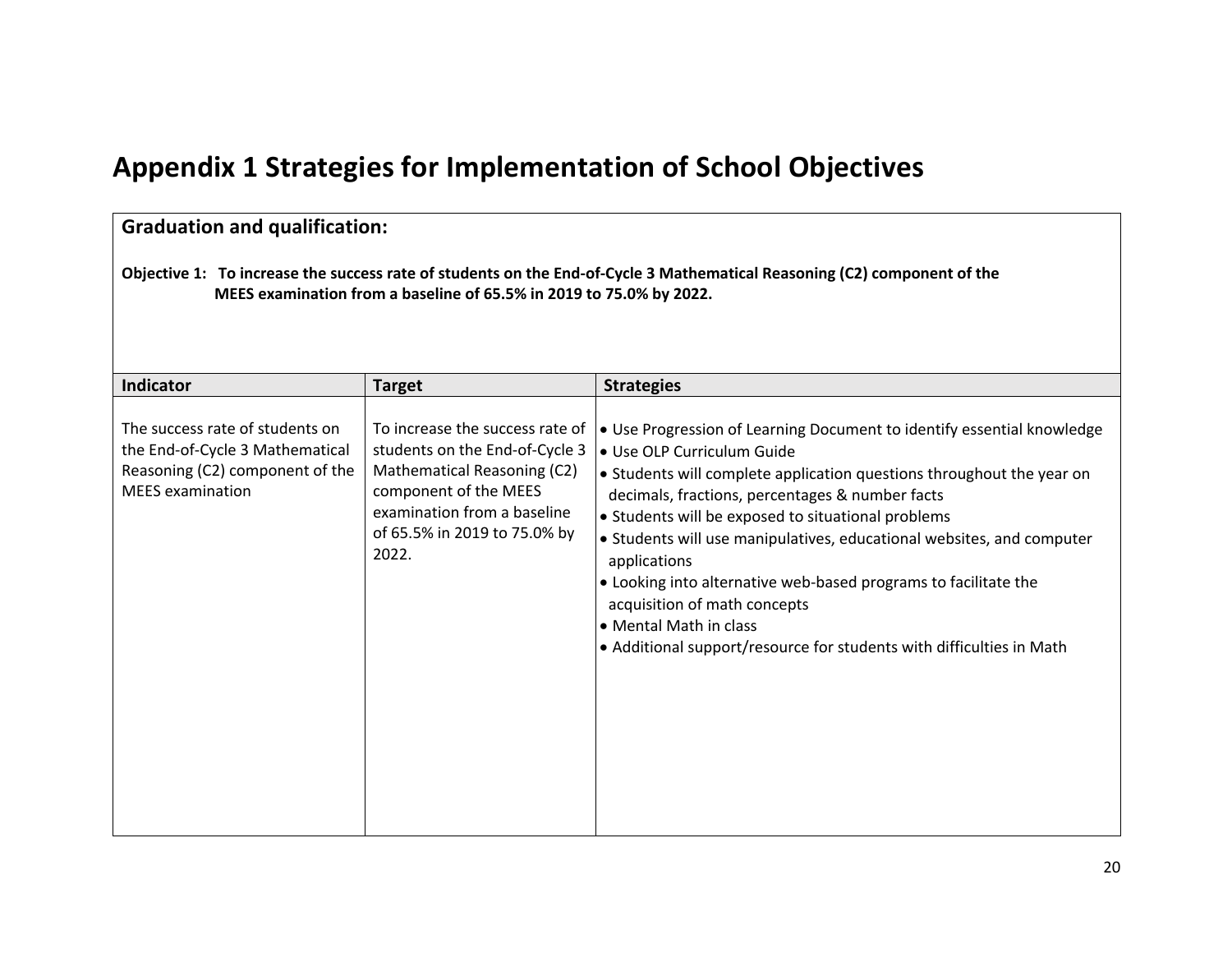# Appendix 1 Strategies for Implementation of School Objectives

## Graduation and qualification:

**Objective 1: To increase the success rate of students on the End-of-Cycle 3 Mathematical Reasoning (C2) component of the MEES examination from a baseline of 65.5% in 2019 to 75.0% by 2022.**

| Indicator | Target | Strategies |
| --- | --- | --- |
| The success rate of students on the End-of-Cycle 3 Mathematical Reasoning (C2) component of the MEES examination | To increase the success rate of students on the End-of-Cycle 3 Mathematical Reasoning (C2) component of the MEES examination from a baseline of 65.5% in 2019 to 75.0% by 2022. | • Use Progression of Learning Document to identify essential knowledge<br>• Use OLP Curriculum Guide<br>• Students will complete application questions throughout the year on decimals, fractions, percentages & number facts<br>• Students will be exposed to situational problems<br>• Students will use manipulatives, educational websites, and computer applications<br>• Looking into alternative web-based programs to facilitate the acquisition of math concepts<br>• Mental Math in class<br>• Additional support/resource for students with difficulties in Math |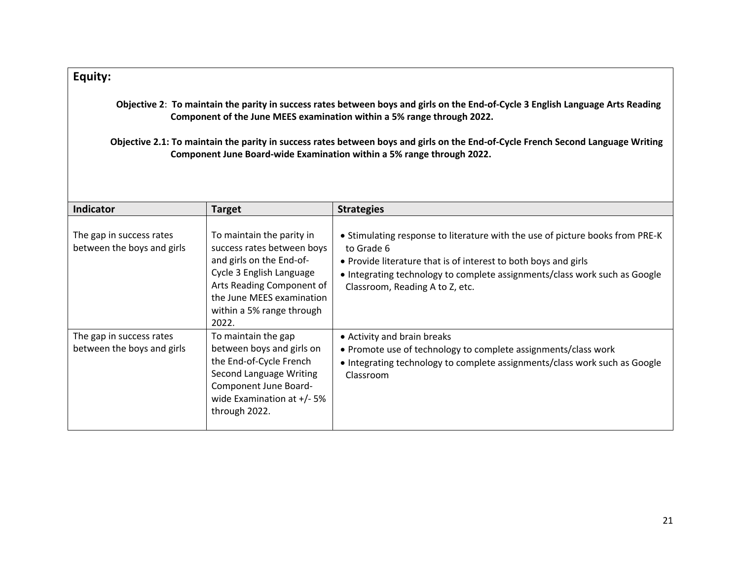## Equity:

**Objective 2: To maintain the parity in success rates between boys and girls on the End-of-Cycle 3 English Language Arts Reading Component of the June MEES examination within a 5% range through 2022.**

**Objective 2.1: To maintain the parity in success rates between boys and girls on the End-of-Cycle French Second Language Writing Component June Board-wide Examination within a 5% range through 2022.**

| Indicator | Target | Strategies |
|---|---|---|
| The gap in success rates between the boys and girls | To maintain the parity in success rates between boys and girls on the End-of-Cycle 3 English Language Arts Reading Component of the June MEES examination within a 5% range through 2022. | • Stimulating response to literature with the use of picture books from PRE-K to Grade 6<br>• Provide literature that is of interest to both boys and girls<br>• Integrating technology to complete assignments/class work such as Google Classroom, Reading A to Z, etc. |
| The gap in success rates between the boys and girls | To maintain the gap between boys and girls on the End-of-Cycle French Second Language Writing Component June Board-wide Examination at +/- 5% through 2022. | • Activity and brain breaks<br>• Promote use of technology to complete assignments/class work<br>• Integrating technology to complete assignments/class work such as Google Classroom |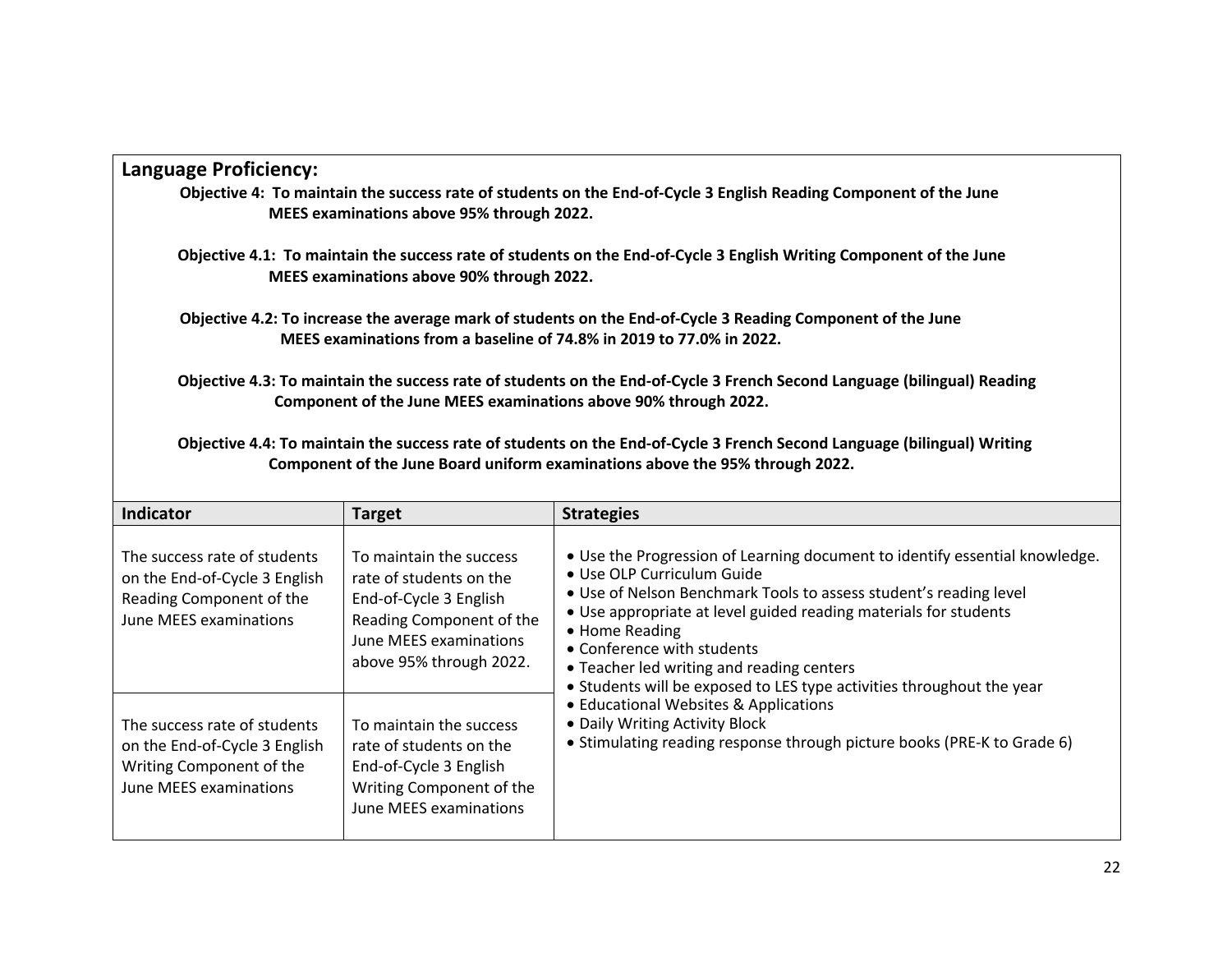## Language Proficiency:

**Objective 4: To maintain the success rate of students on the End-of-Cycle 3 English Reading Component of the June MEES examinations above 95% through 2022.**

**Objective 4.1: To maintain the success rate of students on the End-of-Cycle 3 English Writing Component of the June MEES examinations above 90% through 2022.**

**Objective 4.2: To increase the average mark of students on the End-of-Cycle 3 Reading Component of the June MEES examinations from a baseline of 74.8% in 2019 to 77.0% in 2022.**

**Objective 4.3: To maintain the success rate of students on the End-of-Cycle 3 French Second Language (bilingual) Reading Component of the June MEES examinations above 90% through 2022.**

**Objective 4.4: To maintain the success rate of students on the End-of-Cycle 3 French Second Language (bilingual) Writing Component of the June Board uniform examinations above the 95% through 2022.**

| Indicator | Target | Strategies |
|---|---|---|
| The success rate of students on the End-of-Cycle 3 English Reading Component of the June MEES examinations | To maintain the success rate of students on the End-of-Cycle 3 English Reading Component of the June MEES examinations above 95% through 2022. | • Use the Progression of Learning document to identify essential knowledge.<br>• Use OLP Curriculum Guide<br>• Use of Nelson Benchmark Tools to assess student's reading level<br>• Use appropriate at level guided reading materials for students<br>• Home Reading<br>• Conference with students<br>• Teacher led writing and reading centers<br>• Students will be exposed to LES type activities throughout the year<br>• Educational Websites & Applications<br>• Daily Writing Activity Block<br>• Stimulating reading response through picture books (PRE-K to Grade 6) |
| The success rate of students on the End-of-Cycle 3 English Writing Component of the June MEES examinations | To maintain the success rate of students on the End-of-Cycle 3 English Writing Component of the June MEES examinations | |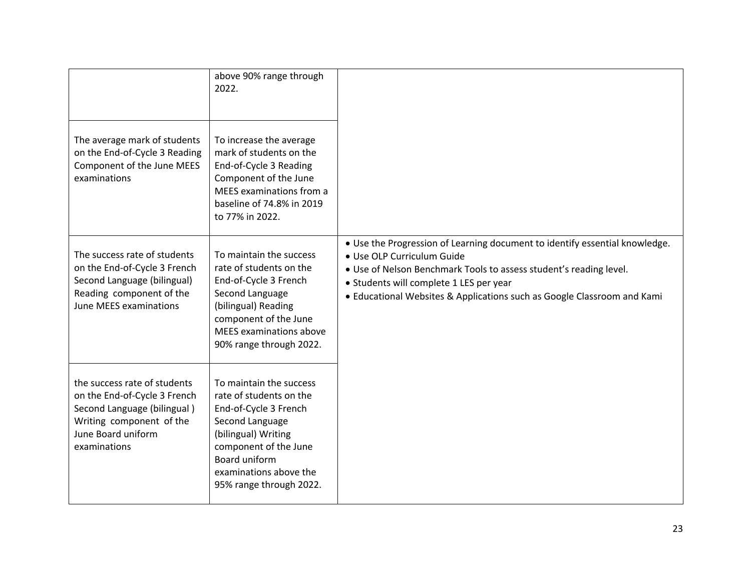|  |  |  |
|---|---|---|
|  | above 90% range through 2022. |  |
| The average mark of students on the End-of-Cycle 3 Reading Component of the June MEES examinations | To increase the average mark of students on the End-of-Cycle 3 Reading Component of the June MEES examinations from a baseline of 74.8% in 2019 to 77% in 2022. |  |
| The success rate of students on the End-of-Cycle 3 French Second Language (bilingual) Reading component of the June MEES examinations | To maintain the success rate of students on the End-of-Cycle 3 French Second Language (bilingual) Reading component of the June MEES examinations above 90% range through 2022. | • Use the Progression of Learning document to identify essential knowledge.<br>• Use OLP Curriculum Guide<br>• Use of Nelson Benchmark Tools to assess student's reading level.<br>• Students will complete 1 LES per year<br>• Educational Websites & Applications such as Google Classroom and Kami |
| the success rate of students on the End-of-Cycle 3 French Second Language (bilingual ) Writing component of the June Board uniform examinations | To maintain the success rate of students on the End-of-Cycle 3 French Second Language (bilingual) Writing component of the June Board uniform examinations above the 95% range through 2022. |  |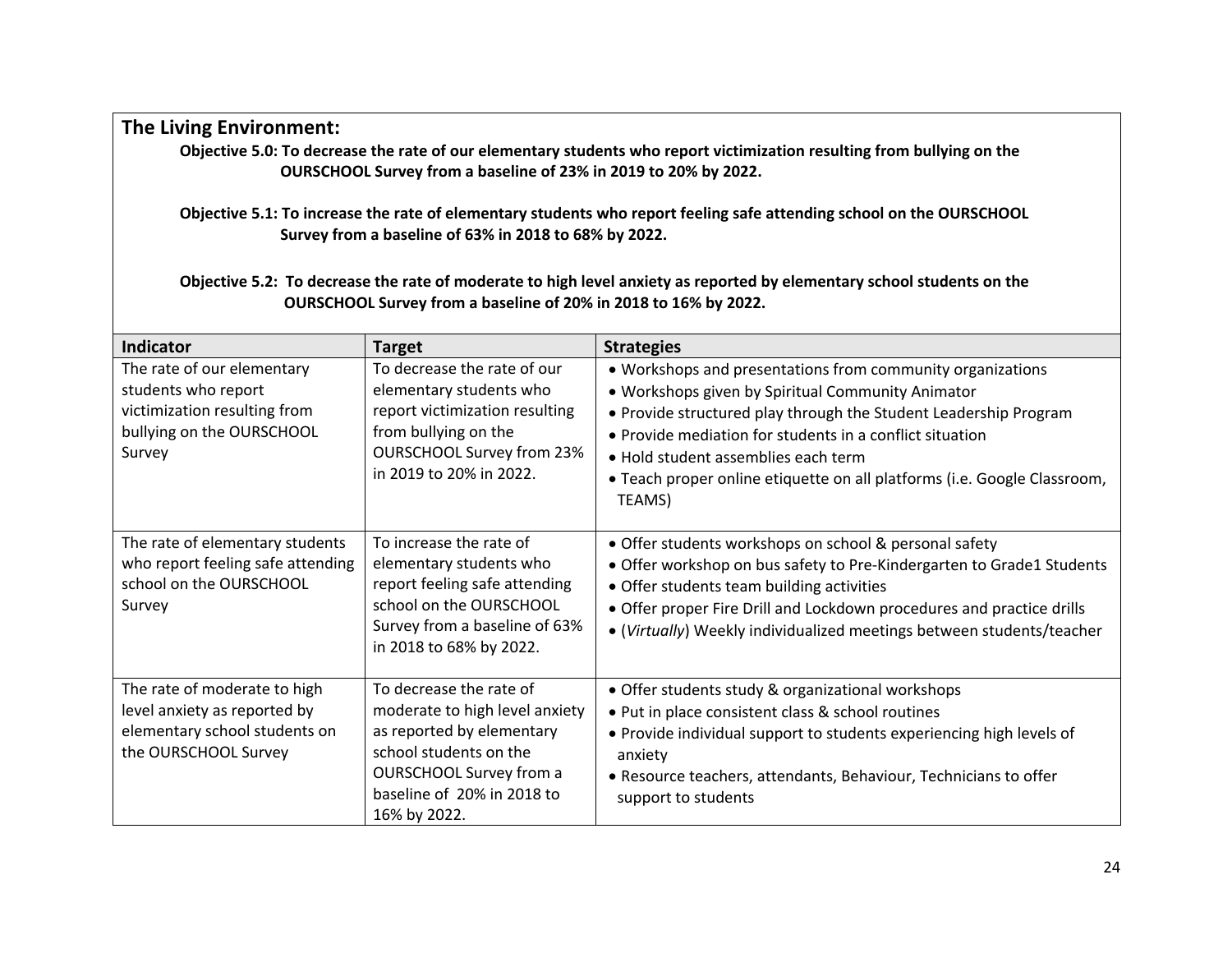## The Living Environment:

**Objective 5.0: To decrease the rate of our elementary students who report victimization resulting from bullying on the OURSCHOOL Survey from a baseline of 23% in 2019 to 20% by 2022.**

**Objective 5.1: To increase the rate of elementary students who report feeling safe attending school on the OURSCHOOL Survey from a baseline of 63% in 2018 to 68% by 2022.**

**Objective 5.2: To decrease the rate of moderate to high level anxiety as reported by elementary school students on the OURSCHOOL Survey from a baseline of 20% in 2018 to 16% by 2022.**

| Indicator | Target | Strategies |
|---|---|---|
| The rate of our elementary students who report victimization resulting from bullying on the OURSCHOOL Survey | To decrease the rate of our elementary students who report victimization resulting from bullying on the OURSCHOOL Survey from 23% in 2019 to 20% in 2022. | • Workshops and presentations from community organizations<br>• Workshops given by Spiritual Community Animator<br>• Provide structured play through the Student Leadership Program<br>• Provide mediation for students in a conflict situation<br>• Hold student assemblies each term<br>• Teach proper online etiquette on all platforms (i.e. Google Classroom, TEAMS) |
| The rate of elementary students who report feeling safe attending school on the OURSCHOOL Survey | To increase the rate of elementary students who report feeling safe attending school on the OURSCHOOL Survey from a baseline of 63% in 2018 to 68% by 2022. | • Offer students workshops on school & personal safety<br>• Offer workshop on bus safety to Pre-Kindergarten to Grade1 Students<br>• Offer students team building activities<br>• Offer proper Fire Drill and Lockdown procedures and practice drills<br>• (*Virtually*) Weekly individualized meetings between students/teacher |
| The rate of moderate to high level anxiety as reported by elementary school students on the OURSCHOOL Survey | To decrease the rate of moderate to high level anxiety as reported by elementary school students on the OURSCHOOL Survey from a baseline of 20% in 2018 to 16% by 2022. | • Offer students study & organizational workshops<br>• Put in place consistent class & school routines<br>• Provide individual support to students experiencing high levels of anxiety<br>• Resource teachers, attendants, Behaviour, Technicians to offer support to students |